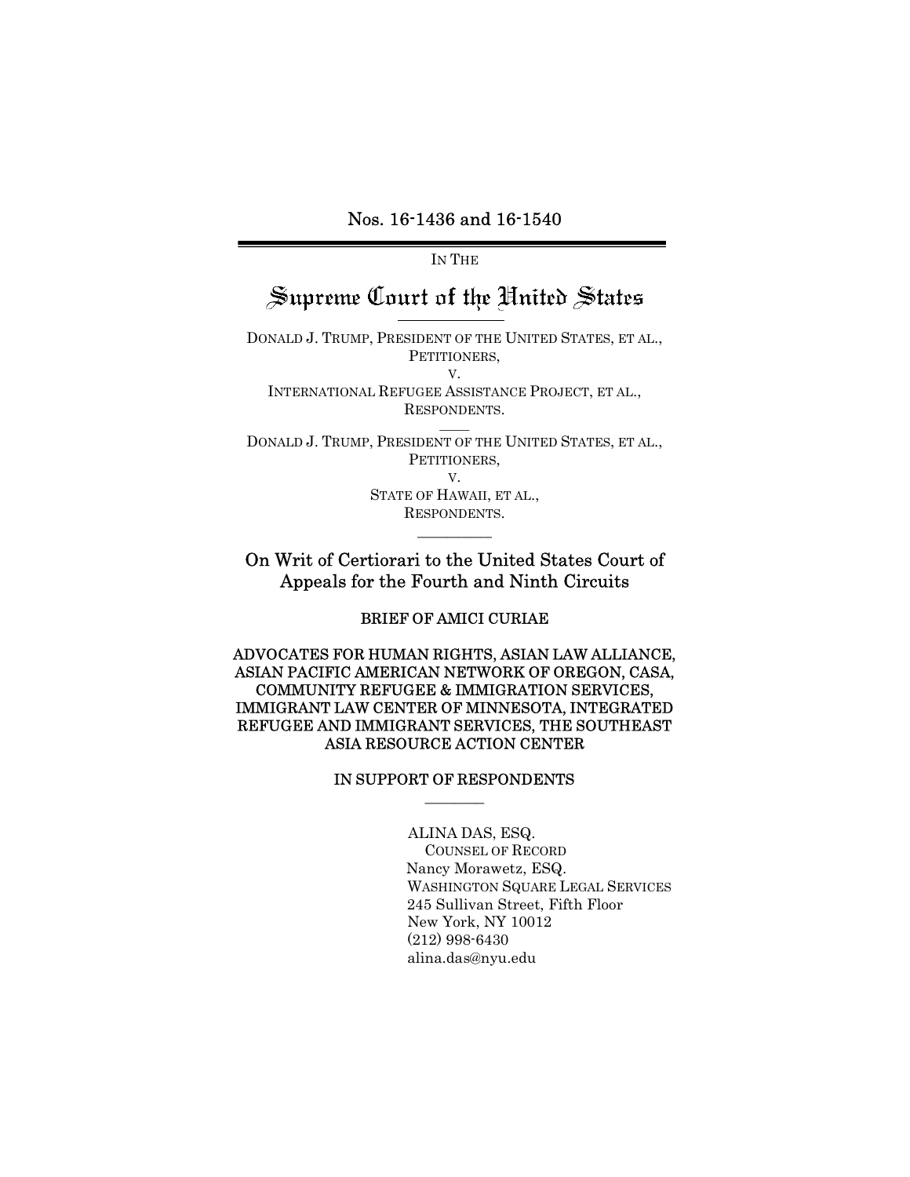Nos. 16-1436 and 16-1540

---

IN THE

# Supreme Court of the United States

DONALD J. TRUMP, PRESIDENT OF THE UNITED STATES, ET AL.,
PETITIONERS,
V.
INTERNATIONAL REFUGEE ASSISTANCE PROJECT, ET AL.,
RESPONDENTS.

DONALD J. TRUMP, PRESIDENT OF THE UNITED STATES, ET AL.,
PETITIONERS,
V.
STATE OF HAWAII, ET AL.,
RESPONDENTS.

## On Writ of Certiorari to the United States Court of Appeals for the Fourth and Ninth Circuits

**BRIEF OF AMICI CURIAE**

**ADVOCATES FOR HUMAN RIGHTS, ASIAN LAW ALLIANCE, ASIAN PACIFIC AMERICAN NETWORK OF OREGON, CASA, COMMUNITY REFUGEE & IMMIGRATION SERVICES, IMMIGRANT LAW CENTER OF MINNESOTA, INTEGRATED REFUGEE AND IMMIGRANT SERVICES, THE SOUTHEAST ASIA RESOURCE ACTION CENTER**

**IN SUPPORT OF RESPONDENTS**

ALINA DAS, ESQ.
COUNSEL OF RECORD
Nancy Morawetz, ESQ.
WASHINGTON SQUARE LEGAL SERVICES
245 Sullivan Street, Fifth Floor
New York, NY 10012
(212) 998-6430
alina.das@nyu.edu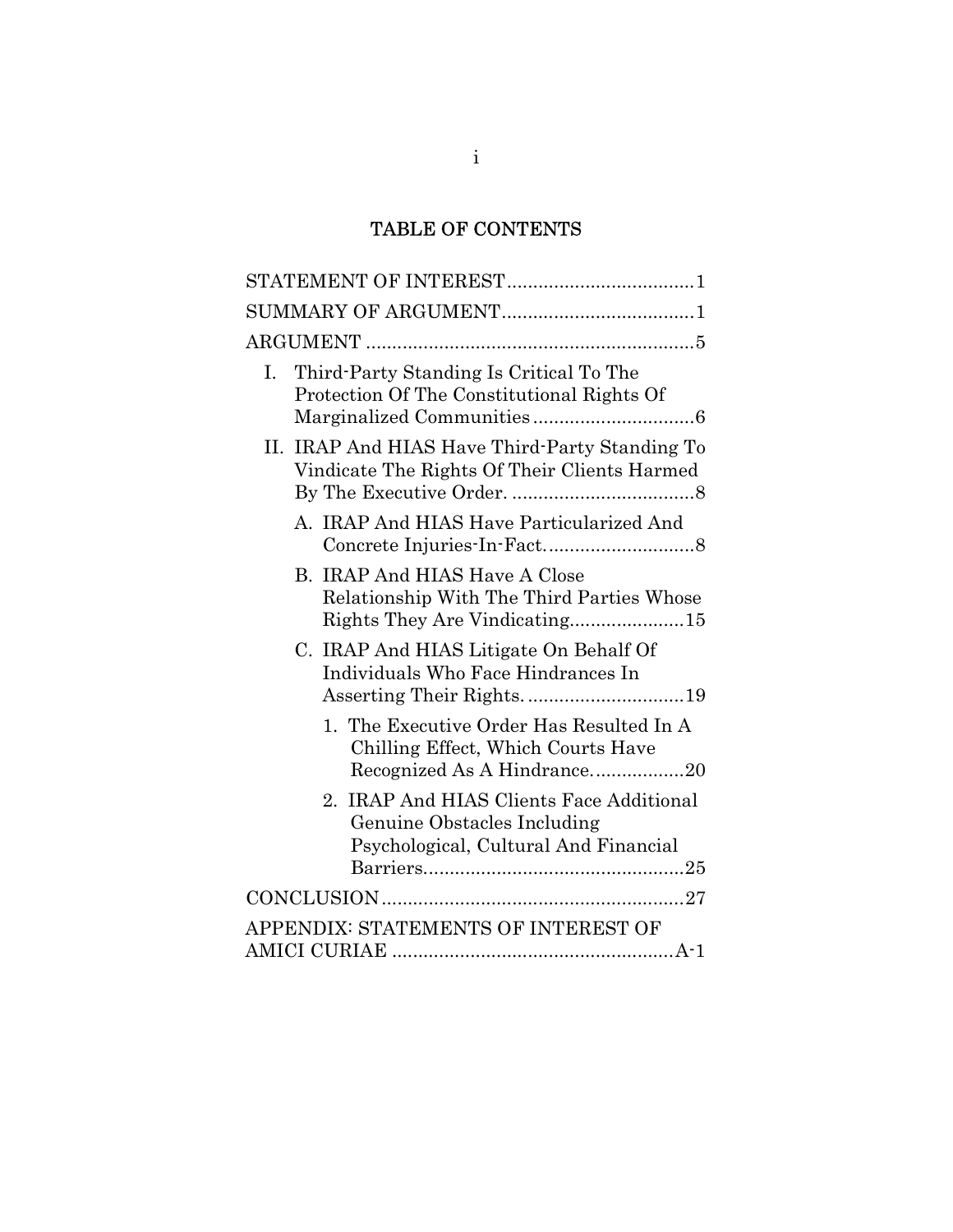# TABLE OF CONTENTS

STATEMENT OF INTEREST....................................1

SUMMARY OF ARGUMENT....................................1

ARGUMENT ..............................................................5

- I. Third-Party Standing Is Critical To The Protection Of The Constitutional Rights Of Marginalized Communities...............................6
- II. IRAP And HIAS Have Third-Party Standing To Vindicate The Rights Of Their Clients Harmed By The Executive Order. ...................................8
  - A. IRAP And HIAS Have Particularized And Concrete Injuries-In-Fact............................8
  - B. IRAP And HIAS Have A Close Relationship With The Third Parties Whose Rights They Are Vindicating......................15
  - C. IRAP And HIAS Litigate On Behalf Of Individuals Who Face Hindrances In Asserting Their Rights. ..............................19
    - 1. The Executive Order Has Resulted In A Chilling Effect, Which Courts Have Recognized As A Hindrance..................20
    - 2. IRAP And HIAS Clients Face Additional Genuine Obstacles Including Psychological, Cultural And Financial Barriers.................................................25

CONCLUSION.........................................................27

APPENDIX: STATEMENTS OF INTEREST OF AMICI CURIAE ......................................................A-1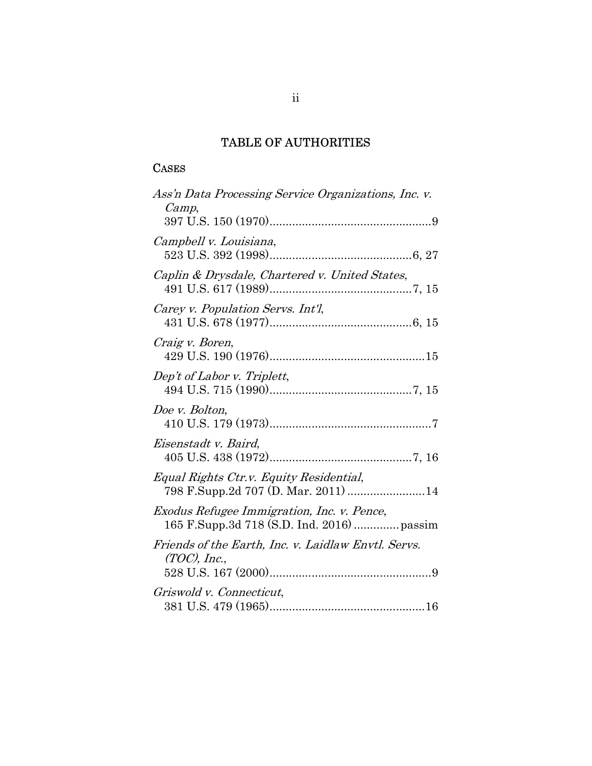## TABLE OF AUTHORITIES

### CASES

*Ass'n Data Processing Service Organizations, Inc. v. Camp*,
397 U.S. 150 (1970)..................................................9

*Campbell v. Louisiana*,
523 U.S. 392 (1998)............................................6, 27

*Caplin & Drysdale, Chartered v. United States*,
491 U.S. 617 (1989)............................................7, 15

*Carey v. Population Servs. Int'l*,
431 U.S. 678 (1977)............................................6, 15

*Craig v. Boren*,
429 U.S. 190 (1976)................................................15

*Dep't of Labor v. Triplett*,
494 U.S. 715 (1990)............................................7, 15

*Doe v. Bolton*,
410 U.S. 179 (1973)..................................................7

*Eisenstadt v. Baird*,
405 U.S. 438 (1972)............................................7, 16

*Equal Rights Ctr.v. Equity Residential*,
798 F.Supp.2d 707 (D. Mar. 2011) ........................14

*Exodus Refugee Immigration, Inc. v. Pence*,
165 F.Supp.3d 718 (S.D. Ind. 2016) .............passim

*Friends of the Earth, Inc. v. Laidlaw Envtl. Servs. (TOC), Inc.*,
528 U.S. 167 (2000)..................................................9

*Griswold v. Connecticut*,
381 U.S. 479 (1965)................................................16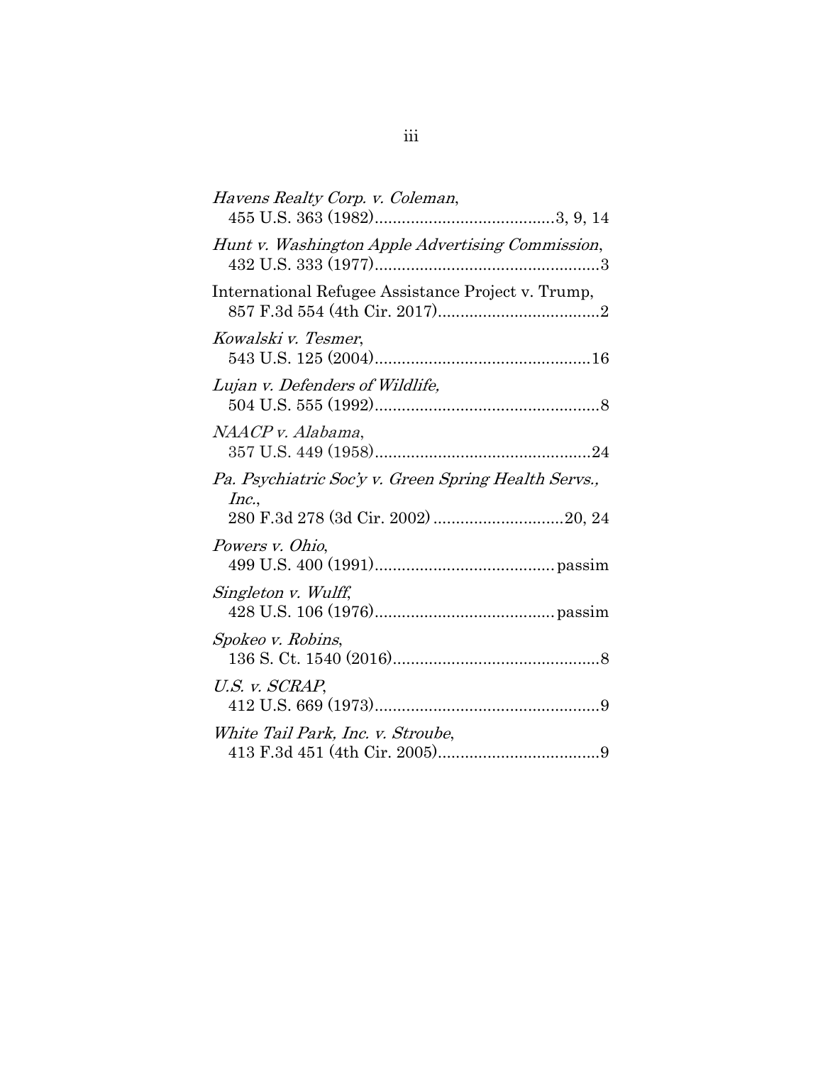*Havens Realty Corp. v. Coleman*,
455 U.S. 363 (1982)........................................3, 9, 14

*Hunt v. Washington Apple Advertising Commission*,
432 U.S. 333 (1977)..................................................3

International Refugee Assistance Project v. Trump,
857 F.3d 554 (4th Cir. 2017)....................................2

*Kowalski v. Tesmer*,
543 U.S. 125 (2004)................................................16

*Lujan v. Defenders of Wildlife,*
504 U.S. 555 (1992)..................................................8

*NAACP v. Alabama*,
357 U.S. 449 (1958)................................................24

*Pa. Psychiatric Soc'y v. Green Spring Health Servs., Inc.*,
280 F.3d 278 (3d Cir. 2002) .............................20, 24

*Powers v. Ohio*,
499 U.S. 400 (1991)........................................passim

*Singleton v. Wulff*,
428 U.S. 106 (1976)........................................passim

*Spokeo v. Robins*,
136 S. Ct. 1540 (2016)..............................................8

*U.S. v. SCRAP*,
412 U.S. 669 (1973)..................................................9

*White Tail Park, Inc. v. Stroube*,
413 F.3d 451 (4th Cir. 2005)....................................9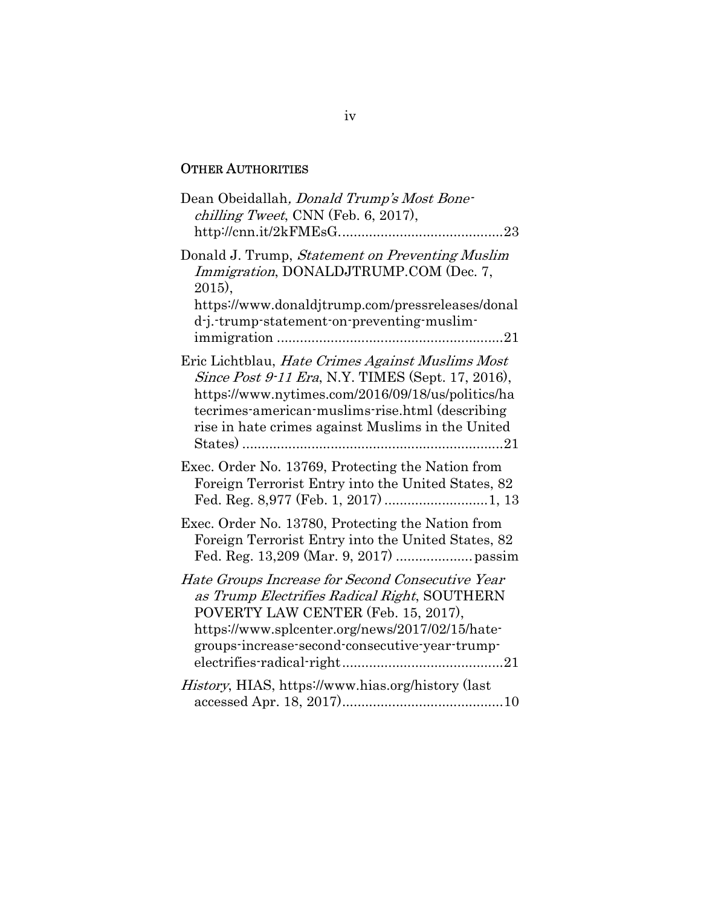## OTHER AUTHORITIES

Dean Obeidallah, *Donald Trump's Most Bone-chilling Tweet*, CNN (Feb. 6, 2017), http://cnn.it/2kFMEsG..........................................23

Donald J. Trump, *Statement on Preventing Muslim Immigration*, DONALDJTRUMP.COM (Dec. 7, 2015), https://www.donaldjtrump.com/pressreleases/donald-j.-trump-statement-on-preventing-muslim-immigration ..........................................................21

Eric Lichtblau, *Hate Crimes Against Muslims Most Since Post 9-11 Era*, N.Y. TIMES (Sept. 17, 2016), https://www.nytimes.com/2016/09/18/us/politics/hatecrimes-american-muslims-rise.html (describing rise in hate crimes against Muslims in the United States) ....................................................................21

Exec. Order No. 13769, Protecting the Nation from Foreign Terrorist Entry into the United States, 82 Fed. Reg. 8,977 (Feb. 1, 2017) ...........................1, 13

Exec. Order No. 13780, Protecting the Nation from Foreign Terrorist Entry into the United States, 82 Fed. Reg. 13,209 (Mar. 9, 2017) ....................passim

*Hate Groups Increase for Second Consecutive Year as Trump Electrifies Radical Right*, SOUTHERN POVERTY LAW CENTER (Feb. 15, 2017), https://www.splcenter.org/news/2017/02/15/hate-groups-increase-second-consecutive-year-trump-electrifies-radical-right..........................................21

*History*, HIAS, https://www.hias.org/history (last accessed Apr. 18, 2017)..........................................10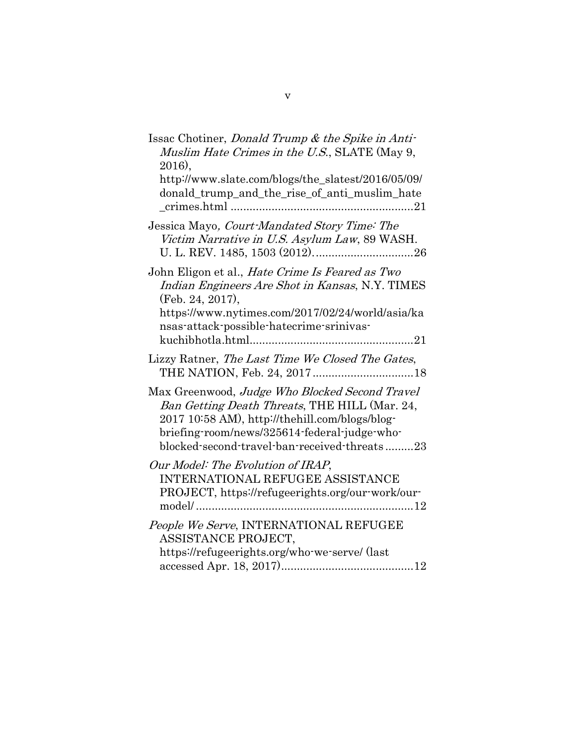Issac Chotiner, *Donald Trump & the Spike in Anti-Muslim Hate Crimes in the U.S.*, SLATE (May 9, 2016), http://www.slate.com/blogs/the_slatest/2016/05/09/donald_trump_and_the_rise_of_anti_muslim_hate_crimes.html ..........................................................21

Jessica Mayo*, Court-Mandated Story Time: The Victim Narrative in U.S. Asylum Law*, 89 WASH. U. L. REV. 1485, 1503 (2012). ...............................26

John Eligon et al., *Hate Crime Is Feared as Two Indian Engineers Are Shot in Kansas*, N.Y. TIMES (Feb. 24, 2017), https://www.nytimes.com/2017/02/24/world/asia/kansas-attack-possible-hatecrime-srinivas-kuchibhotla.html....................................................21

Lizzy Ratner, *The Last Time We Closed The Gates*, THE NATION, Feb. 24, 2017................................18

Max Greenwood, *Judge Who Blocked Second Travel Ban Getting Death Threats*, THE HILL (Mar. 24, 2017 10:58 AM), http://thehill.com/blogs/blog-briefing-room/news/325614-federal-judge-who-blocked-second-travel-ban-received-threats.........23

*Our Model: The Evolution of IRAP*, INTERNATIONAL REFUGEE ASSISTANCE PROJECT, https://refugeerights.org/our-work/our-model/.....................................................................12

*People We Serve*, INTERNATIONAL REFUGEE ASSISTANCE PROJECT, https://refugeerights.org/who-we-serve/ (last accessed Apr. 18, 2017)..........................................12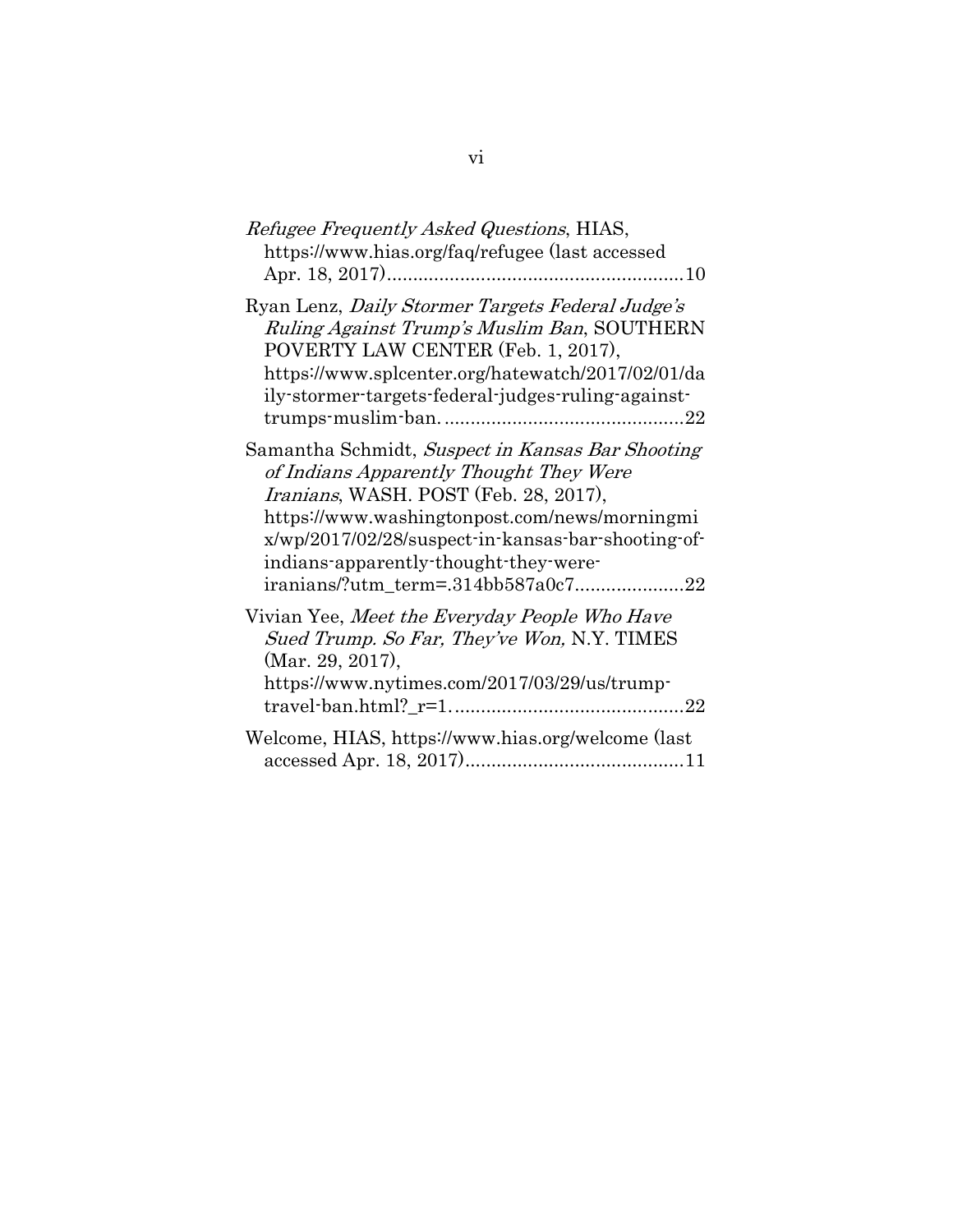*Refugee Frequently Asked Questions*, HIAS, https://www.hias.org/faq/refugee (last accessed Apr. 18, 2017)........................................................10

Ryan Lenz, *Daily Stormer Targets Federal Judge's Ruling Against Trump's Muslim Ban*, SOUTHERN POVERTY LAW CENTER (Feb. 1, 2017), https://www.splcenter.org/hatewatch/2017/02/01/daily-stormer-targets-federal-judges-ruling-against-trumps-muslim-ban. ............................................22

Samantha Schmidt, *Suspect in Kansas Bar Shooting of Indians Apparently Thought They Were Iranians*, WASH. POST (Feb. 28, 2017), https://www.washingtonpost.com/news/morningmix/wp/2017/02/28/suspect-in-kansas-bar-shooting-of-indians-apparently-thought-they-were-iranians/?utm_term=.314bb587a0c7.....................22

Vivian Yee, *Meet the Everyday People Who Have Sued Trump. So Far, They've Won,* N.Y. TIMES (Mar. 29, 2017), https://www.nytimes.com/2017/03/29/us/trump-travel-ban.html?_r=1. ...........................................22

Welcome, HIAS, https://www.hias.org/welcome (last accessed Apr. 18, 2017)..........................................11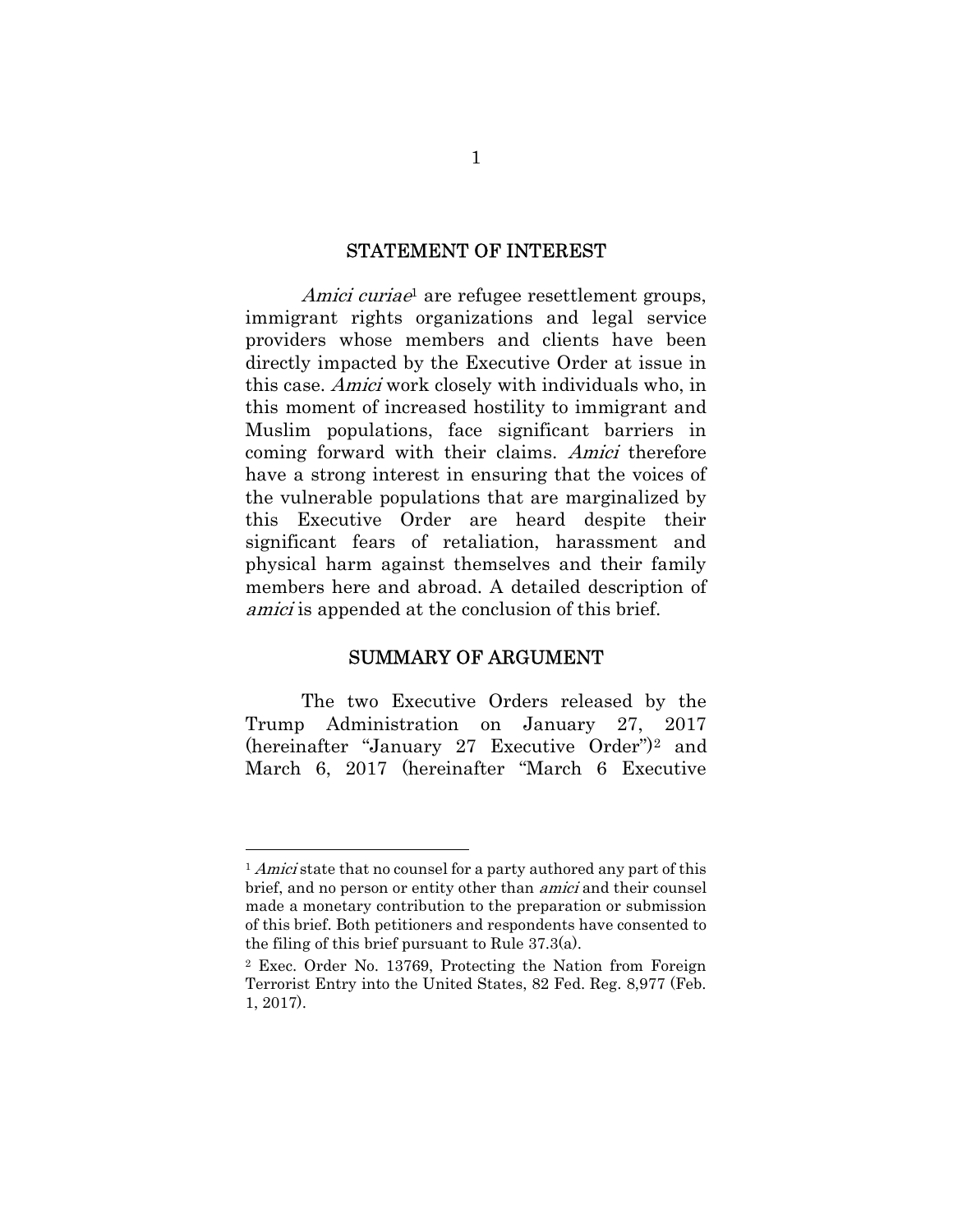## STATEMENT OF INTEREST

*Amici curiae*[1] are refugee resettlement groups, immigrant rights organizations and legal service providers whose members and clients have been directly impacted by the Executive Order at issue in this case. *Amici* work closely with individuals who, in this moment of increased hostility to immigrant and Muslim populations, face significant barriers in coming forward with their claims. *Amici* therefore have a strong interest in ensuring that the voices of the vulnerable populations that are marginalized by this Executive Order are heard despite their significant fears of retaliation, harassment and physical harm against themselves and their family members here and abroad. A detailed description of *amici* is appended at the conclusion of this brief.

## SUMMARY OF ARGUMENT

The two Executive Orders released by the Trump Administration on January 27, 2017 (hereinafter "January 27 Executive Order")[2] and March 6, 2017 (hereinafter "March 6 Executive

---

[1] *Amici* state that no counsel for a party authored any part of this brief, and no person or entity other than *amici* and their counsel made a monetary contribution to the preparation or submission of this brief. Both petitioners and respondents have consented to the filing of this brief pursuant to Rule 37.3(a).

[2] Exec. Order No. 13769, Protecting the Nation from Foreign Terrorist Entry into the United States, 82 Fed. Reg. 8,977 (Feb. 1, 2017).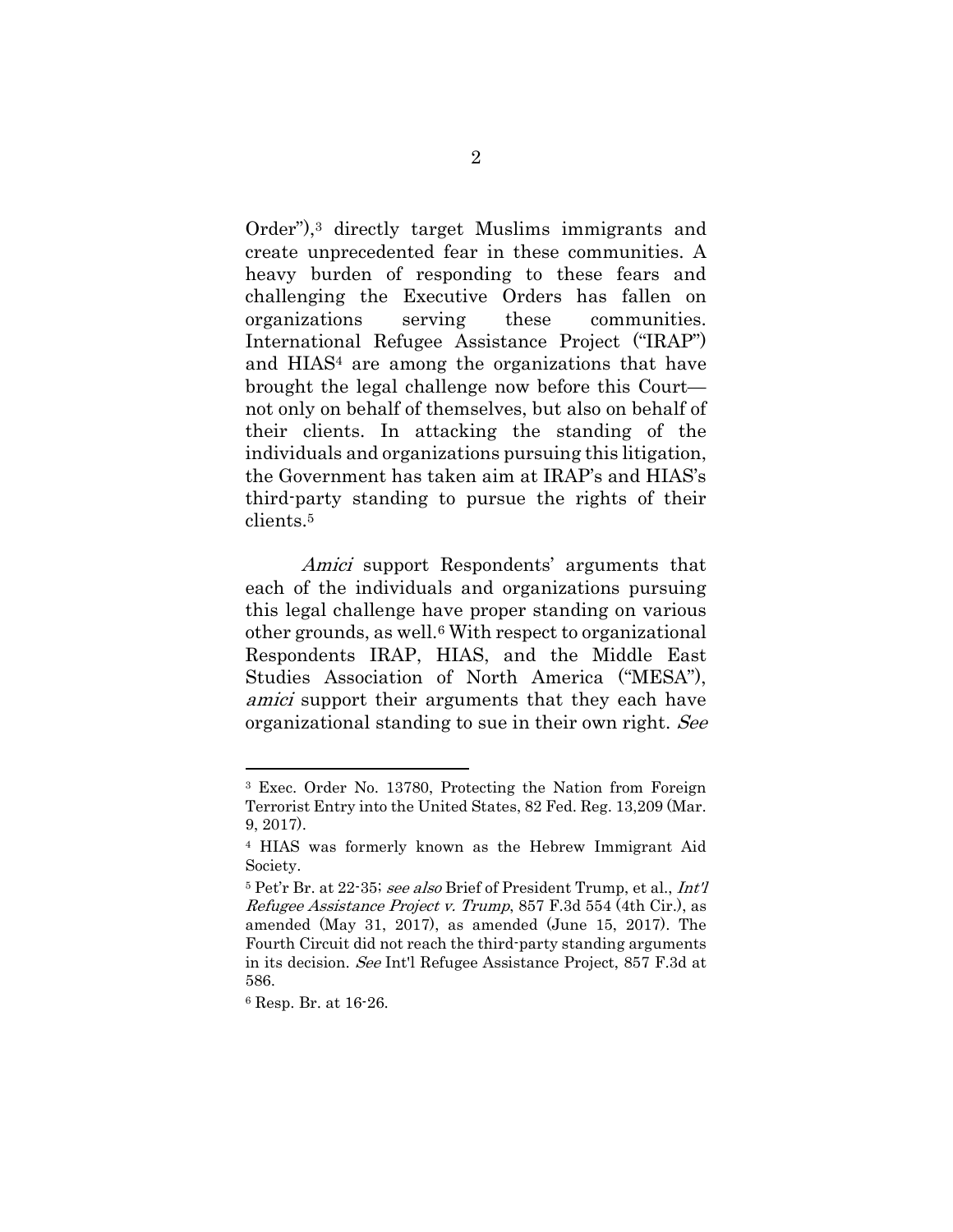Order"),[3] directly target Muslims immigrants and create unprecedented fear in these communities. A heavy burden of responding to these fears and challenging the Executive Orders has fallen on organizations serving these communities. International Refugee Assistance Project ("IRAP") and HIAS[4] are among the organizations that have brought the legal challenge now before this Court—not only on behalf of themselves, but also on behalf of their clients. In attacking the standing of the individuals and organizations pursuing this litigation, the Government has taken aim at IRAP's and HIAS's third-party standing to pursue the rights of their clients.[5]

*Amici* support Respondents' arguments that each of the individuals and organizations pursuing this legal challenge have proper standing on various other grounds, as well.[6] With respect to organizational Respondents IRAP, HIAS, and the Middle East Studies Association of North America ("MESA"), *amici* support their arguments that they each have organizational standing to sue in their own right. *See*

---

[3] Exec. Order No. 13780, Protecting the Nation from Foreign Terrorist Entry into the United States, 82 Fed. Reg. 13,209 (Mar. 9, 2017).

[4] HIAS was formerly known as the Hebrew Immigrant Aid Society.

[5] Pet'r Br. at 22-35; *see also* Brief of President Trump, et al., *Int'l Refugee Assistance Project v. Trump*, 857 F.3d 554 (4th Cir.), as amended (May 31, 2017), as amended (June 15, 2017). The Fourth Circuit did not reach the third-party standing arguments in its decision. *See* Int'l Refugee Assistance Project, 857 F.3d at 586.

[6] Resp. Br. at 16-26.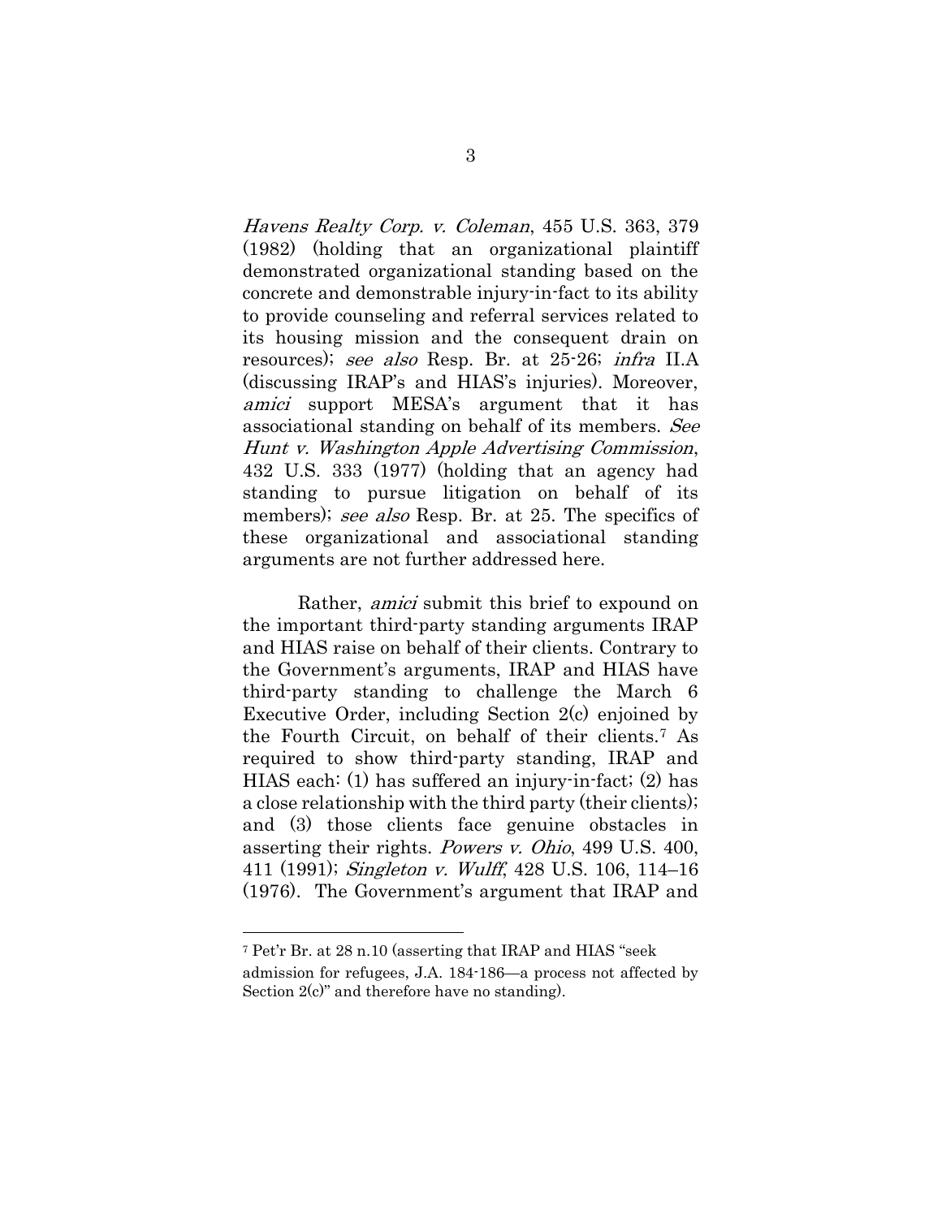*Havens Realty Corp. v. Coleman*, 455 U.S. 363, 379 (1982) (holding that an organizational plaintiff demonstrated organizational standing based on the concrete and demonstrable injury-in-fact to its ability to provide counseling and referral services related to its housing mission and the consequent drain on resources); *see also* Resp. Br. at 25-26; *infra* II.A (discussing IRAP's and HIAS's injuries). Moreover, *amici* support MESA's argument that it has associational standing on behalf of its members. *See Hunt v. Washington Apple Advertising Commission*, 432 U.S. 333 (1977) (holding that an agency had standing to pursue litigation on behalf of its members); *see also* Resp. Br. at 25. The specifics of these organizational and associational standing arguments are not further addressed here.

Rather, *amici* submit this brief to expound on the important third-party standing arguments IRAP and HIAS raise on behalf of their clients. Contrary to the Government's arguments, IRAP and HIAS have third-party standing to challenge the March 6 Executive Order, including Section 2(c) enjoined by the Fourth Circuit, on behalf of their clients.[7] As required to show third-party standing, IRAP and HIAS each: (1) has suffered an injury-in-fact; (2) has a close relationship with the third party (their clients); and (3) those clients face genuine obstacles in asserting their rights. *Powers v. Ohio*, 499 U.S. 400, 411 (1991); *Singleton v. Wulff*, 428 U.S. 106, 114–16 (1976). The Government's argument that IRAP and

---

[7] Pet'r Br. at 28 n.10 (asserting that IRAP and HIAS "seek admission for refugees, J.A. 184-186—a process not affected by Section 2(c)" and therefore have no standing).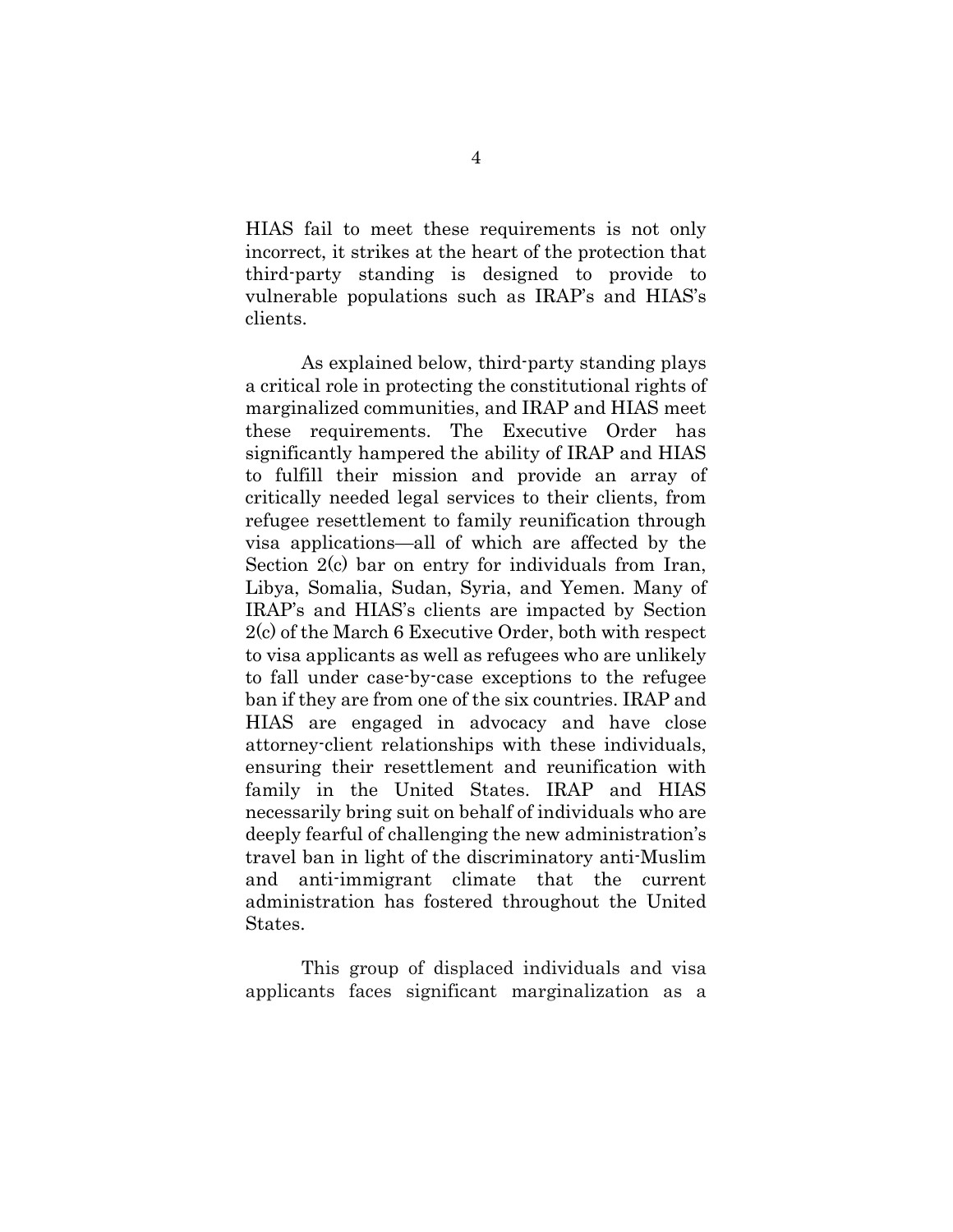HIAS fail to meet these requirements is not only incorrect, it strikes at the heart of the protection that third-party standing is designed to provide to vulnerable populations such as IRAP's and HIAS's clients.

As explained below, third-party standing plays a critical role in protecting the constitutional rights of marginalized communities, and IRAP and HIAS meet these requirements. The Executive Order has significantly hampered the ability of IRAP and HIAS to fulfill their mission and provide an array of critically needed legal services to their clients, from refugee resettlement to family reunification through visa applications—all of which are affected by the Section 2(c) bar on entry for individuals from Iran, Libya, Somalia, Sudan, Syria, and Yemen. Many of IRAP's and HIAS's clients are impacted by Section 2(c) of the March 6 Executive Order, both with respect to visa applicants as well as refugees who are unlikely to fall under case-by-case exceptions to the refugee ban if they are from one of the six countries. IRAP and HIAS are engaged in advocacy and have close attorney-client relationships with these individuals, ensuring their resettlement and reunification with family in the United States. IRAP and HIAS necessarily bring suit on behalf of individuals who are deeply fearful of challenging the new administration's travel ban in light of the discriminatory anti-Muslim and anti-immigrant climate that the current administration has fostered throughout the United States.

This group of displaced individuals and visa applicants faces significant marginalization as a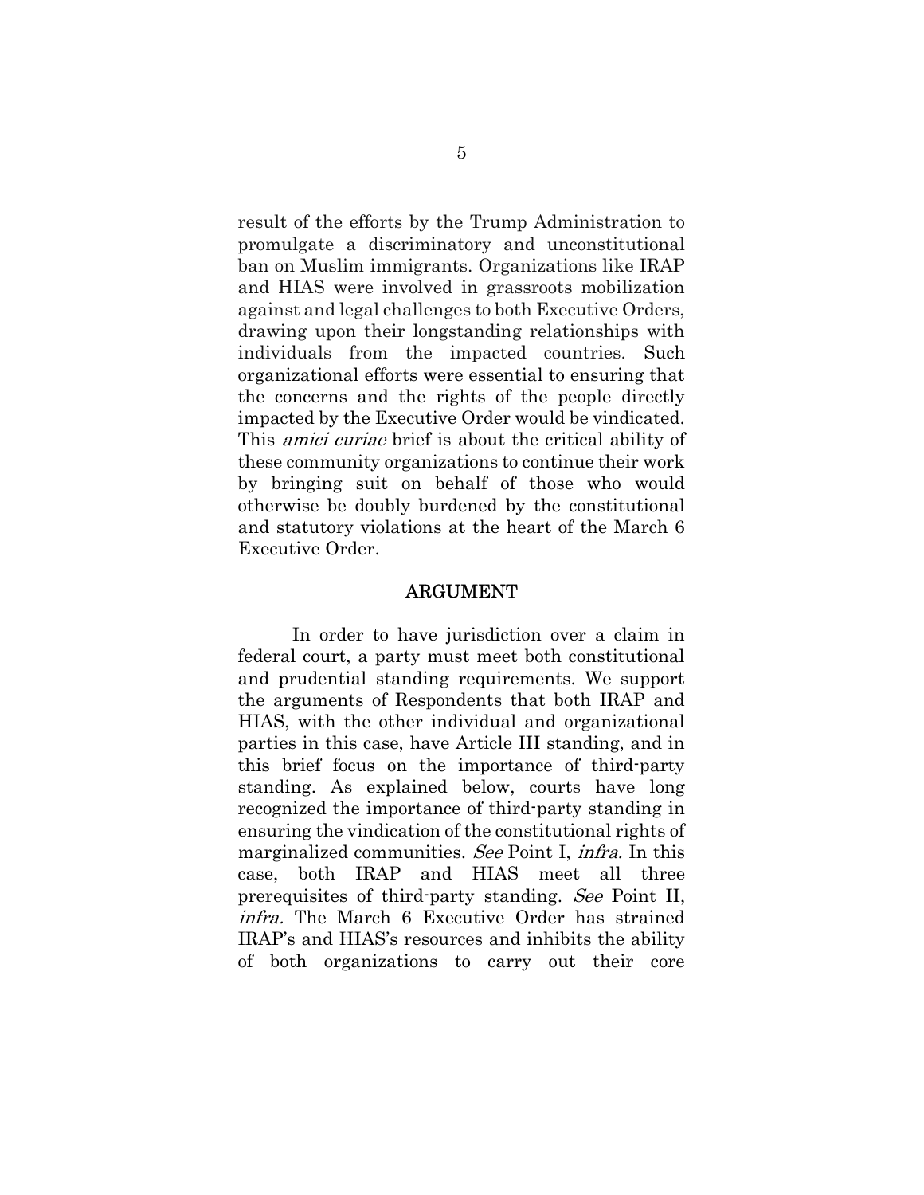result of the efforts by the Trump Administration to promulgate a discriminatory and unconstitutional ban on Muslim immigrants. Organizations like IRAP and HIAS were involved in grassroots mobilization against and legal challenges to both Executive Orders, drawing upon their longstanding relationships with individuals from the impacted countries. Such organizational efforts were essential to ensuring that the concerns and the rights of the people directly impacted by the Executive Order would be vindicated. This *amici curiae* brief is about the critical ability of these community organizations to continue their work by bringing suit on behalf of those who would otherwise be doubly burdened by the constitutional and statutory violations at the heart of the March 6 Executive Order.

## ARGUMENT

In order to have jurisdiction over a claim in federal court, a party must meet both constitutional and prudential standing requirements. We support the arguments of Respondents that both IRAP and HIAS, with the other individual and organizational parties in this case, have Article III standing, and in this brief focus on the importance of third-party standing. As explained below, courts have long recognized the importance of third-party standing in ensuring the vindication of the constitutional rights of marginalized communities. *See* Point I, *infra.* In this case, both IRAP and HIAS meet all three prerequisites of third-party standing. *See* Point II, *infra.* The March 6 Executive Order has strained IRAP's and HIAS's resources and inhibits the ability of both organizations to carry out their core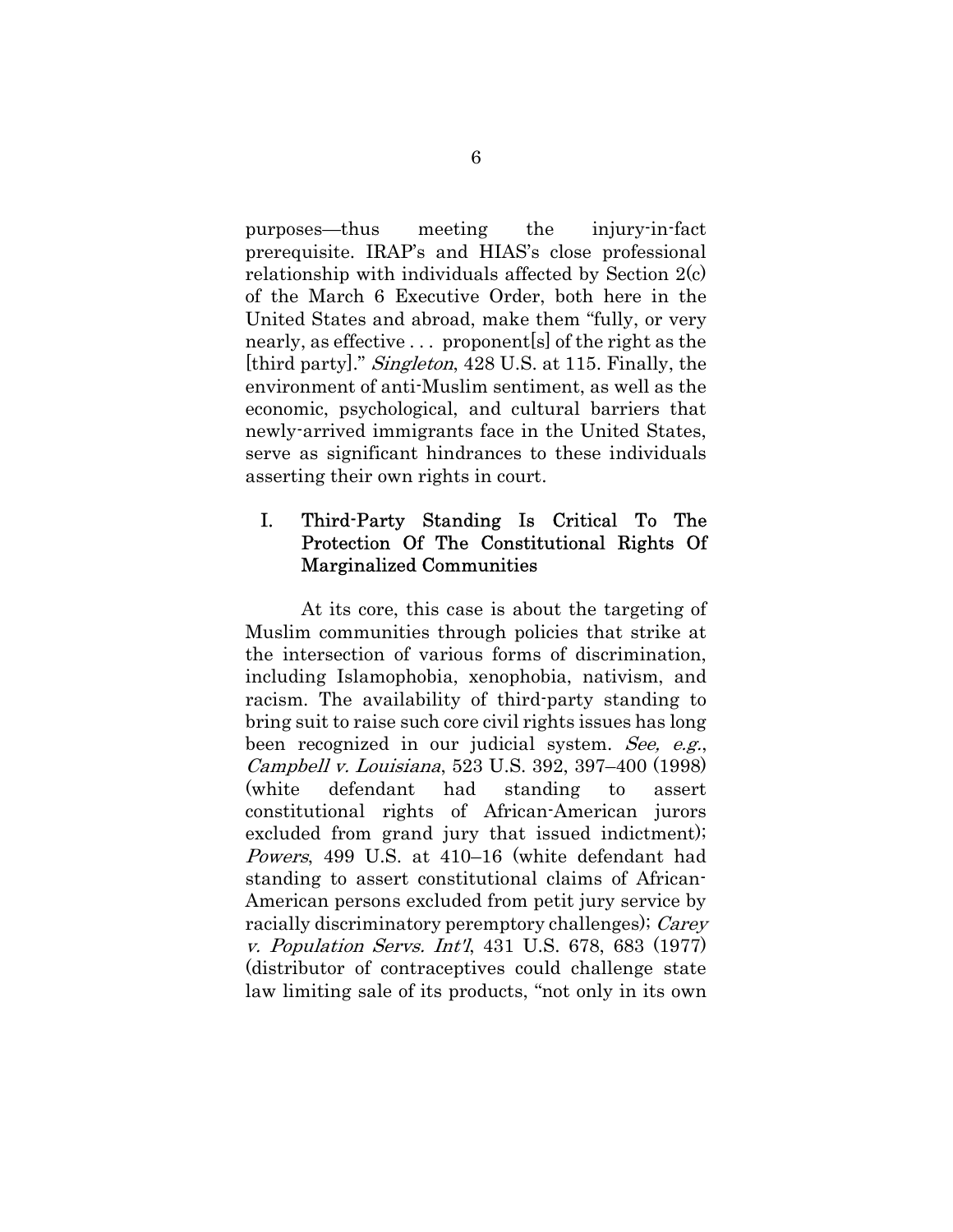purposes—thus meeting the injury-in-fact prerequisite. IRAP's and HIAS's close professional relationship with individuals affected by Section 2(c) of the March 6 Executive Order, both here in the United States and abroad, make them "fully, or very nearly, as effective . . . proponent[s] of the right as the [third party]." *Singleton*, 428 U.S. at 115. Finally, the environment of anti-Muslim sentiment, as well as the economic, psychological, and cultural barriers that newly-arrived immigrants face in the United States, serve as significant hindrances to these individuals asserting their own rights in court.

## I. Third-Party Standing Is Critical To The Protection Of The Constitutional Rights Of Marginalized Communities

At its core, this case is about the targeting of Muslim communities through policies that strike at the intersection of various forms of discrimination, including Islamophobia, xenophobia, nativism, and racism. The availability of third-party standing to bring suit to raise such core civil rights issues has long been recognized in our judicial system. *See, e.g.*, *Campbell v. Louisiana*, 523 U.S. 392, 397–400 (1998) (white defendant had standing to assert constitutional rights of African-American jurors excluded from grand jury that issued indictment); *Powers*, 499 U.S. at 410–16 (white defendant had standing to assert constitutional claims of African-American persons excluded from petit jury service by racially discriminatory peremptory challenges); *Carey v. Population Servs. Int'l*, 431 U.S. 678, 683 (1977) (distributor of contraceptives could challenge state law limiting sale of its products, "not only in its own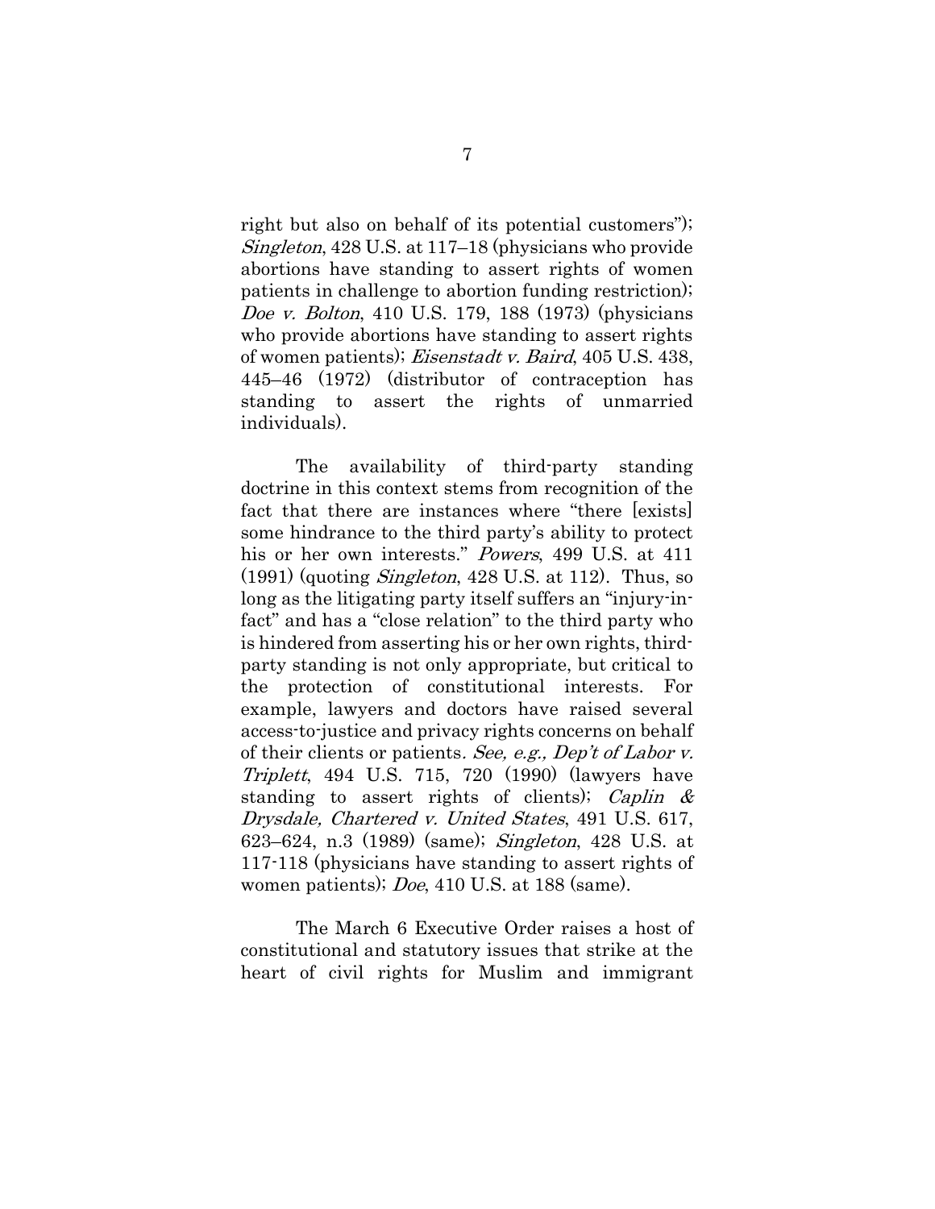right but also on behalf of its potential customers"); *Singleton*, 428 U.S. at 117–18 (physicians who provide abortions have standing to assert rights of women patients in challenge to abortion funding restriction); *Doe v. Bolton*, 410 U.S. 179, 188 (1973) (physicians who provide abortions have standing to assert rights of women patients); *Eisenstadt v. Baird*, 405 U.S. 438, 445–46 (1972) (distributor of contraception has standing to assert the rights of unmarried individuals).

The availability of third-party standing doctrine in this context stems from recognition of the fact that there are instances where "there [exists] some hindrance to the third party's ability to protect his or her own interests." *Powers*, 499 U.S. at 411 (1991) (quoting *Singleton*, 428 U.S. at 112). Thus, so long as the litigating party itself suffers an "injury-in-fact" and has a "close relation" to the third party who is hindered from asserting his or her own rights, third-party standing is not only appropriate, but critical to the protection of constitutional interests. For example, lawyers and doctors have raised several access-to-justice and privacy rights concerns on behalf of their clients or patients. *See, e.g., Dep't of Labor v. Triplett*, 494 U.S. 715, 720 (1990) (lawyers have standing to assert rights of clients); *Caplin & Drysdale, Chartered v. United States*, 491 U.S. 617, 623–624, n.3 (1989) (same); *Singleton*, 428 U.S. at 117-118 (physicians have standing to assert rights of women patients); *Doe*, 410 U.S. at 188 (same).

The March 6 Executive Order raises a host of constitutional and statutory issues that strike at the heart of civil rights for Muslim and immigrant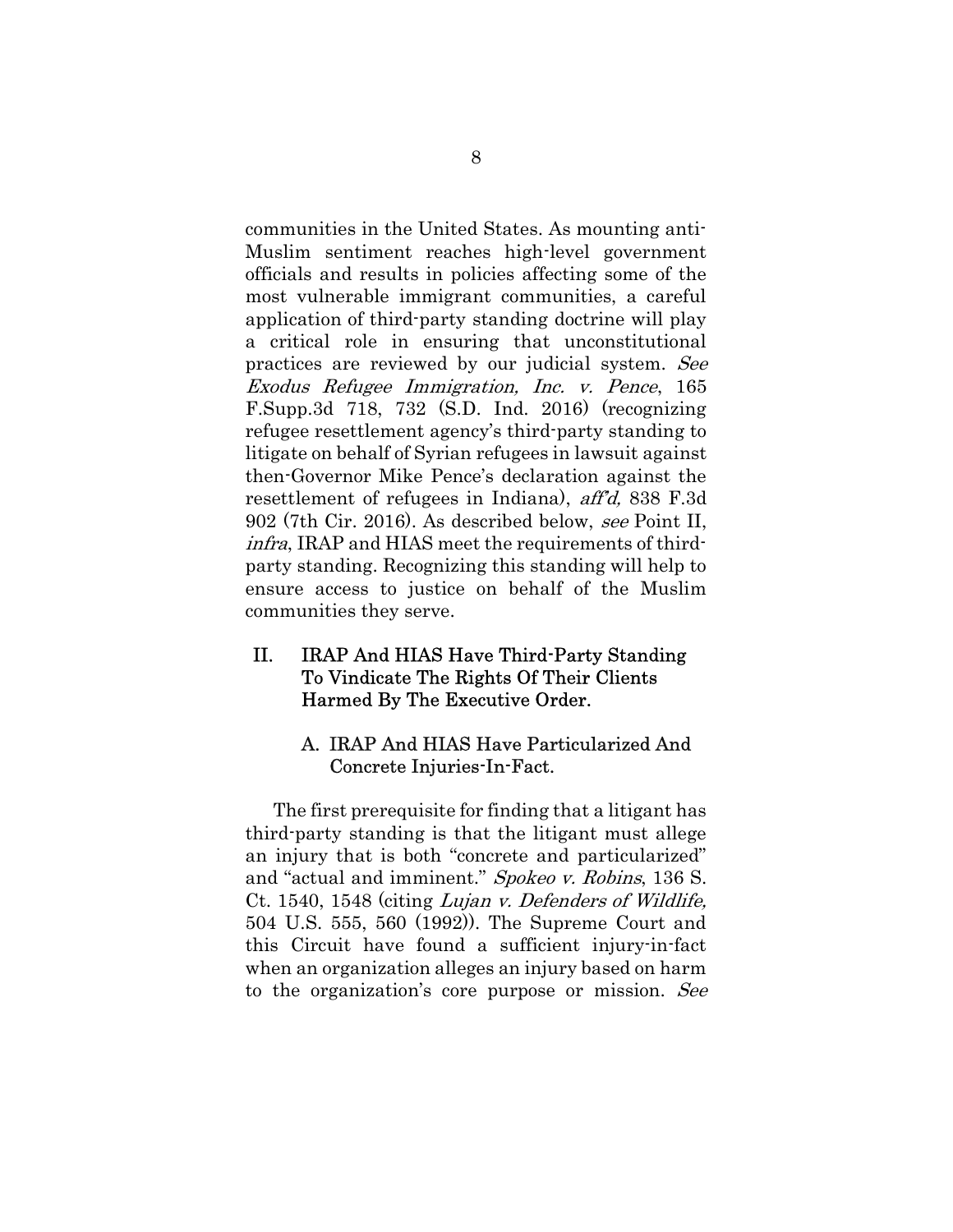communities in the United States. As mounting anti-Muslim sentiment reaches high-level government officials and results in policies affecting some of the most vulnerable immigrant communities, a careful application of third-party standing doctrine will play a critical role in ensuring that unconstitutional practices are reviewed by our judicial system. *See Exodus Refugee Immigration, Inc. v. Pence*, 165 F.Supp.3d 718, 732 (S.D. Ind. 2016) (recognizing refugee resettlement agency's third-party standing to litigate on behalf of Syrian refugees in lawsuit against then-Governor Mike Pence's declaration against the resettlement of refugees in Indiana), *aff'd,* 838 F.3d 902 (7th Cir. 2016). As described below, *see* Point II, *infra*, IRAP and HIAS meet the requirements of third-party standing. Recognizing this standing will help to ensure access to justice on behalf of the Muslim communities they serve.

## II. IRAP And HIAS Have Third-Party Standing To Vindicate The Rights Of Their Clients Harmed By The Executive Order.

### A. IRAP And HIAS Have Particularized And Concrete Injuries-In-Fact.

The first prerequisite for finding that a litigant has third-party standing is that the litigant must allege an injury that is both "concrete and particularized" and "actual and imminent." *Spokeo v. Robins*, 136 S. Ct. 1540, 1548 (citing *Lujan v. Defenders of Wildlife,* 504 U.S. 555, 560 (1992)). The Supreme Court and this Circuit have found a sufficient injury-in-fact when an organization alleges an injury based on harm to the organization's core purpose or mission. *See*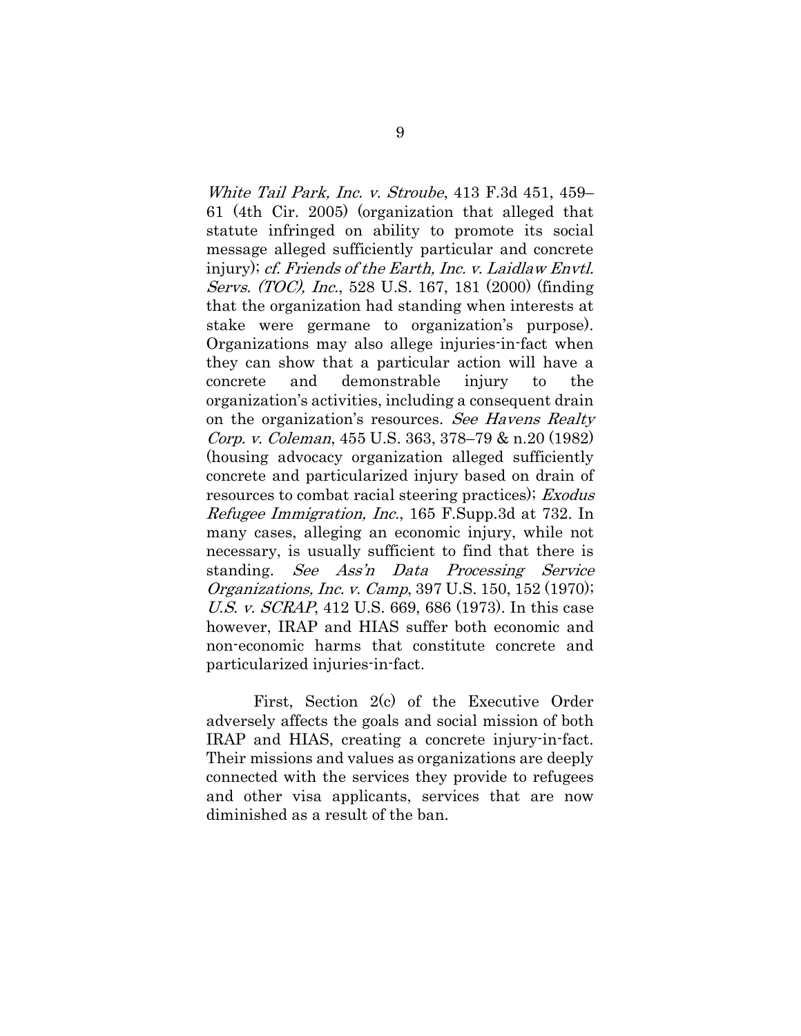*White Tail Park, Inc. v. Stroube*, 413 F.3d 451, 459–61 (4th Cir. 2005) (organization that alleged that statute infringed on ability to promote its social message alleged sufficiently particular and concrete injury); *cf. Friends of the Earth, Inc. v. Laidlaw Envtl. Servs. (TOC), Inc.*, 528 U.S. 167, 181 (2000) (finding that the organization had standing when interests at stake were germane to organization's purpose). Organizations may also allege injuries-in-fact when they can show that a particular action will have a concrete and demonstrable injury to the organization's activities, including a consequent drain on the organization's resources. *See Havens Realty Corp. v. Coleman*, 455 U.S. 363, 378–79 & n.20 (1982) (housing advocacy organization alleged sufficiently concrete and particularized injury based on drain of resources to combat racial steering practices); *Exodus Refugee Immigration, Inc.*, 165 F.Supp.3d at 732. In many cases, alleging an economic injury, while not necessary, is usually sufficient to find that there is standing. *See Ass'n Data Processing Service Organizations, Inc. v. Camp*, 397 U.S. 150, 152 (1970); *U.S. v. SCRAP*, 412 U.S. 669, 686 (1973). In this case however, IRAP and HIAS suffer both economic and non-economic harms that constitute concrete and particularized injuries-in-fact.

First, Section 2(c) of the Executive Order adversely affects the goals and social mission of both IRAP and HIAS, creating a concrete injury-in-fact. Their missions and values as organizations are deeply connected with the services they provide to refugees and other visa applicants, services that are now diminished as a result of the ban.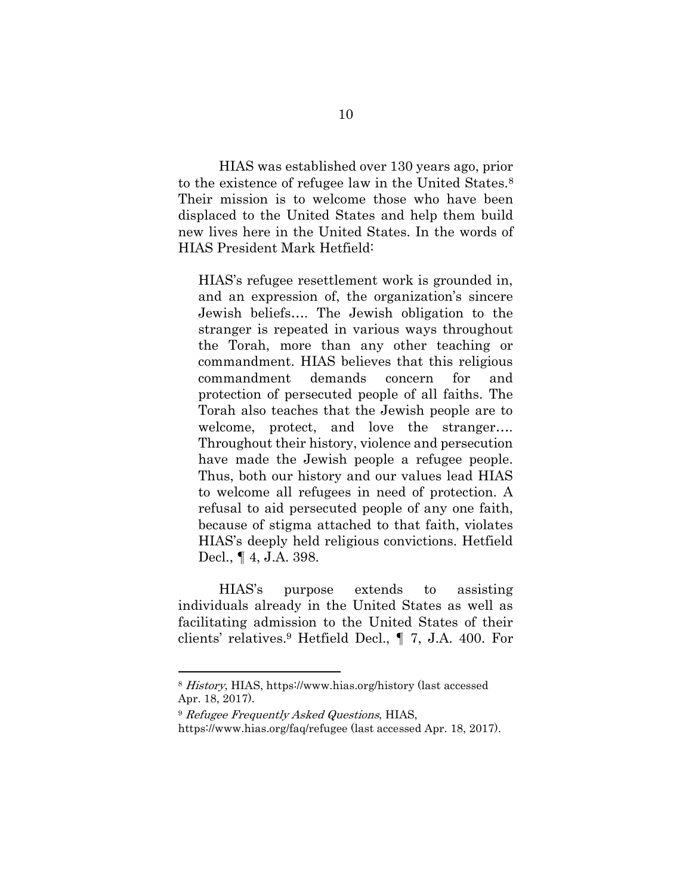HIAS was established over 130 years ago, prior to the existence of refugee law in the United States.[8] Their mission is to welcome those who have been displaced to the United States and help them build new lives here in the United States. In the words of HIAS President Mark Hetfield:

> HIAS's refugee resettlement work is grounded in, and an expression of, the organization's sincere Jewish beliefs…. The Jewish obligation to the stranger is repeated in various ways throughout the Torah, more than any other teaching or commandment. HIAS believes that this religious commandment demands concern for and protection of persecuted people of all faiths. The Torah also teaches that the Jewish people are to welcome, protect, and love the stranger…. Throughout their history, violence and persecution have made the Jewish people a refugee people. Thus, both our history and our values lead HIAS to welcome all refugees in need of protection. A refusal to aid persecuted people of any one faith, because of stigma attached to that faith, violates HIAS's deeply held religious convictions. Hetfield Decl., ¶ 4, J.A. 398.

HIAS's purpose extends to assisting individuals already in the United States as well as facilitating admission to the United States of their clients' relatives.[9] Hetfield Decl., ¶ 7, J.A. 400. For

---

[8] *History*, HIAS, https://www.hias.org/history (last accessed Apr. 18, 2017).

[9] *Refugee Frequently Asked Questions*, HIAS, https://www.hias.org/faq/refugee (last accessed Apr. 18, 2017).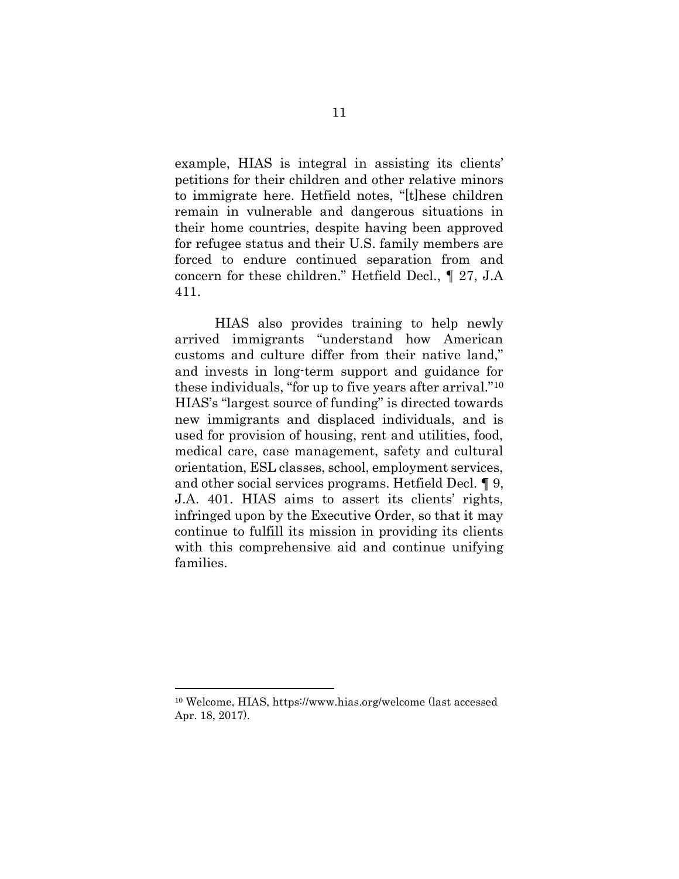example, HIAS is integral in assisting its clients' petitions for their children and other relative minors to immigrate here. Hetfield notes, "[t]hese children remain in vulnerable and dangerous situations in their home countries, despite having been approved for refugee status and their U.S. family members are forced to endure continued separation from and concern for these children." Hetfield Decl., ¶ 27, J.A 411.

HIAS also provides training to help newly arrived immigrants "understand how American customs and culture differ from their native land," and invests in long-term support and guidance for these individuals, "for up to five years after arrival."[10] HIAS's "largest source of funding" is directed towards new immigrants and displaced individuals, and is used for provision of housing, rent and utilities, food, medical care, case management, safety and cultural orientation, ESL classes, school, employment services, and other social services programs. Hetfield Decl. ¶ 9, J.A. 401. HIAS aims to assert its clients' rights, infringed upon by the Executive Order, so that it may continue to fulfill its mission in providing its clients with this comprehensive aid and continue unifying families.

---

[10] Welcome, HIAS, https://www.hias.org/welcome (last accessed Apr. 18, 2017).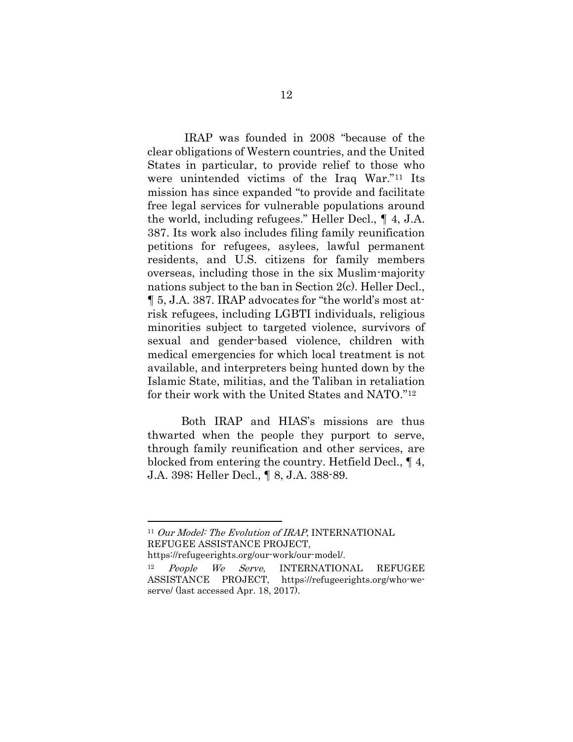IRAP was founded in 2008 "because of the clear obligations of Western countries, and the United States in particular, to provide relief to those who were unintended victims of the Iraq War."[11] Its mission has since expanded "to provide and facilitate free legal services for vulnerable populations around the world, including refugees." Heller Decl., ¶ 4, J.A. 387. Its work also includes filing family reunification petitions for refugees, asylees, lawful permanent residents, and U.S. citizens for family members overseas, including those in the six Muslim-majority nations subject to the ban in Section 2(c). Heller Decl., ¶ 5, J.A. 387. IRAP advocates for "the world's most at-risk refugees, including LGBTI individuals, religious minorities subject to targeted violence, survivors of sexual and gender-based violence, children with medical emergencies for which local treatment is not available, and interpreters being hunted down by the Islamic State, militias, and the Taliban in retaliation for their work with the United States and NATO."[12]

Both IRAP and HIAS's missions are thus thwarted when the people they purport to serve, through family reunification and other services, are blocked from entering the country. Hetfield Decl., ¶ 4, J.A. 398; Heller Decl., ¶ 8, J.A. 388-89.

---

[11] *Our Model: The Evolution of IRAP*, INTERNATIONAL REFUGEE ASSISTANCE PROJECT, https://refugeerights.org/our-work/our-model/.

[12] *People We Serve*, INTERNATIONAL REFUGEE ASSISTANCE PROJECT, https://refugeerights.org/who-we-serve/ (last accessed Apr. 18, 2017).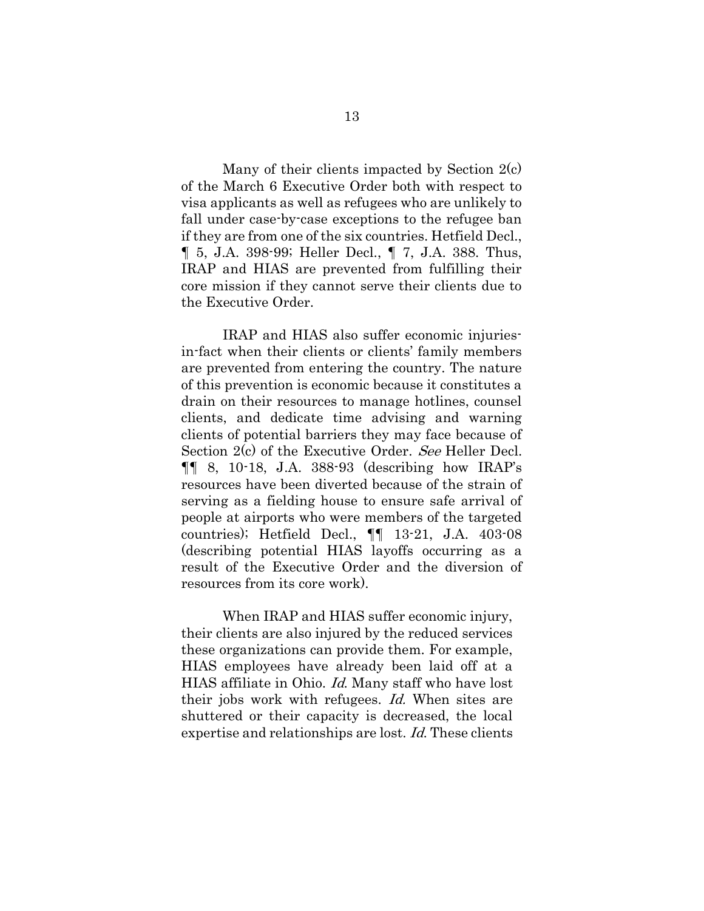Many of their clients impacted by Section 2(c) of the March 6 Executive Order both with respect to visa applicants as well as refugees who are unlikely to fall under case-by-case exceptions to the refugee ban if they are from one of the six countries. Hetfield Decl., ¶ 5, J.A. 398-99; Heller Decl., ¶ 7, J.A. 388. Thus, IRAP and HIAS are prevented from fulfilling their core mission if they cannot serve their clients due to the Executive Order.

IRAP and HIAS also suffer economic injuries-in-fact when their clients or clients' family members are prevented from entering the country. The nature of this prevention is economic because it constitutes a drain on their resources to manage hotlines, counsel clients, and dedicate time advising and warning clients of potential barriers they may face because of Section 2(c) of the Executive Order. *See* Heller Decl. ¶¶ 8, 10-18, J.A. 388-93 (describing how IRAP's resources have been diverted because of the strain of serving as a fielding house to ensure safe arrival of people at airports who were members of the targeted countries); Hetfield Decl., ¶¶ 13-21, J.A. 403-08 (describing potential HIAS layoffs occurring as a result of the Executive Order and the diversion of resources from its core work).

When IRAP and HIAS suffer economic injury, their clients are also injured by the reduced services these organizations can provide them. For example, HIAS employees have already been laid off at a HIAS affiliate in Ohio. *Id.* Many staff who have lost their jobs work with refugees. *Id.* When sites are shuttered or their capacity is decreased, the local expertise and relationships are lost. *Id.* These clients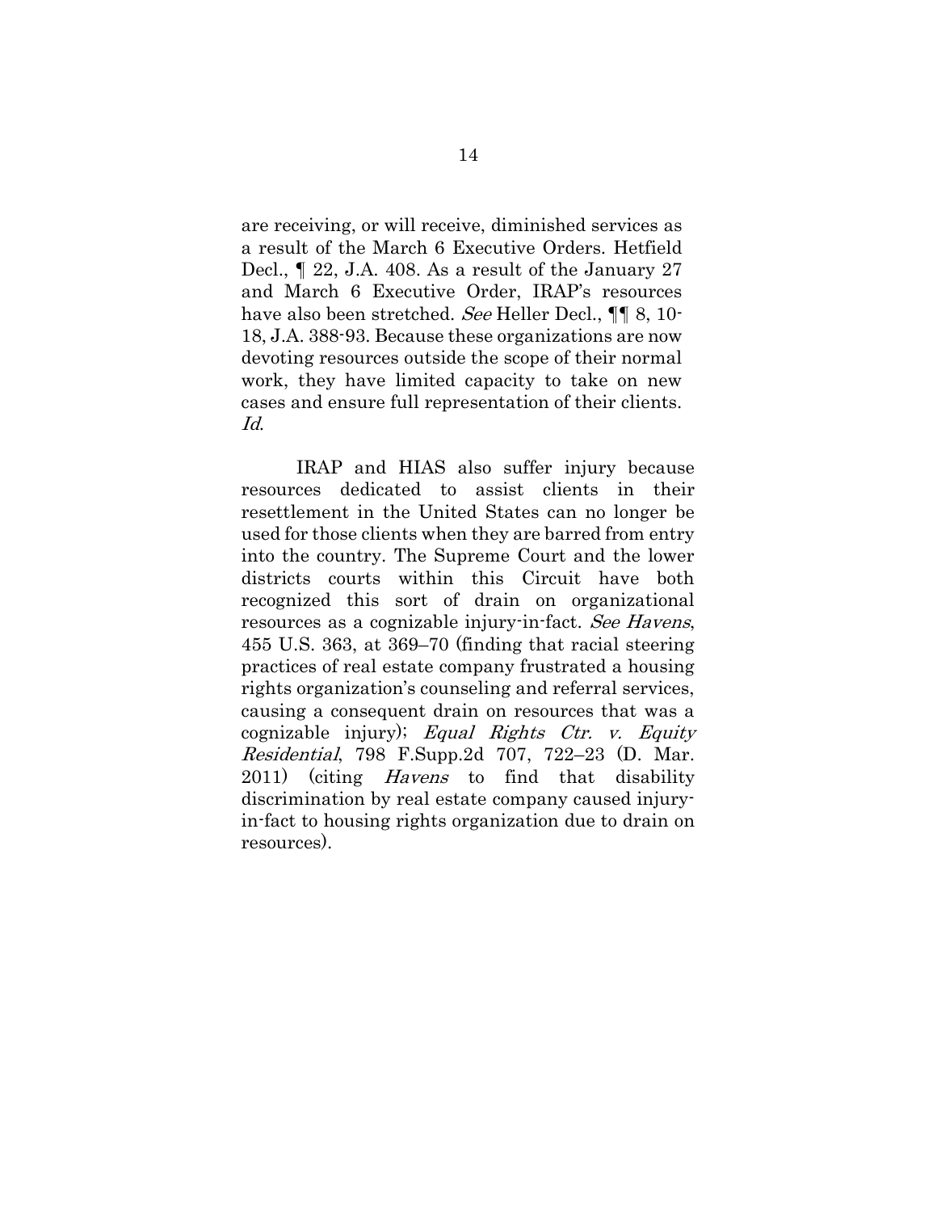are receiving, or will receive, diminished services as a result of the March 6 Executive Orders. Hetfield Decl., ¶ 22, J.A. 408. As a result of the January 27 and March 6 Executive Order, IRAP's resources have also been stretched. *See* Heller Decl., ¶¶ 8, 10-18, J.A. 388-93. Because these organizations are now devoting resources outside the scope of their normal work, they have limited capacity to take on new cases and ensure full representation of their clients. *Id.*

IRAP and HIAS also suffer injury because resources dedicated to assist clients in their resettlement in the United States can no longer be used for those clients when they are barred from entry into the country. The Supreme Court and the lower districts courts within this Circuit have both recognized this sort of drain on organizational resources as a cognizable injury-in-fact. *See Havens*, 455 U.S. 363, at 369–70 (finding that racial steering practices of real estate company frustrated a housing rights organization's counseling and referral services, causing a consequent drain on resources that was a cognizable injury); *Equal Rights Ctr. v. Equity Residential*, 798 F.Supp.2d 707, 722–23 (D. Mar. 2011) (citing *Havens* to find that disability discrimination by real estate company caused injury-in-fact to housing rights organization due to drain on resources).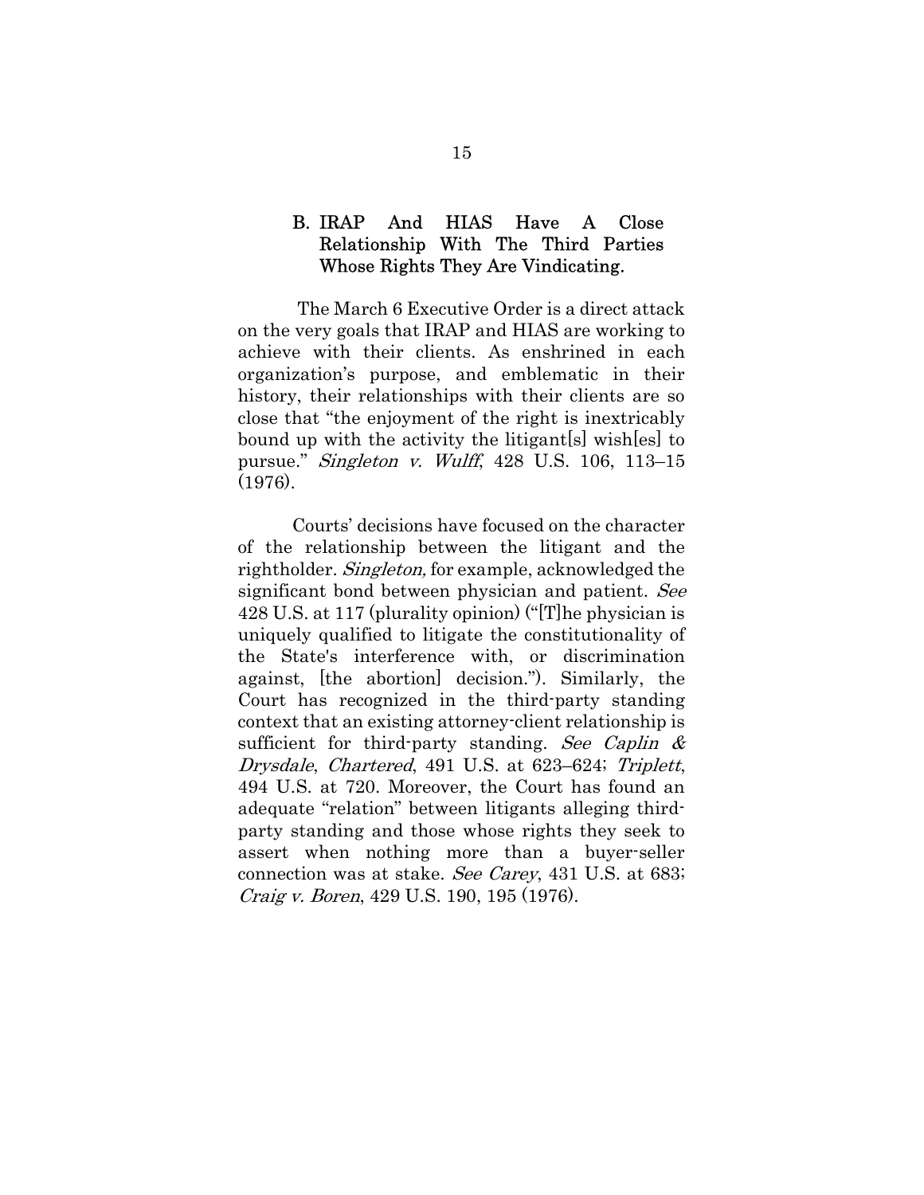### B. IRAP And HIAS Have A Close Relationship With The Third Parties Whose Rights They Are Vindicating.

The March 6 Executive Order is a direct attack on the very goals that IRAP and HIAS are working to achieve with their clients. As enshrined in each organization's purpose, and emblematic in their history, their relationships with their clients are so close that "the enjoyment of the right is inextricably bound up with the activity the litigant[s] wish[es] to pursue." *Singleton v. Wulff*, 428 U.S. 106, 113–15 (1976).

Courts' decisions have focused on the character of the relationship between the litigant and the rightholder. *Singleton,* for example, acknowledged the significant bond between physician and patient. *See* 428 U.S. at 117 (plurality opinion) ("[T]he physician is uniquely qualified to litigate the constitutionality of the State's interference with, or discrimination against, [the abortion] decision."). Similarly, the Court has recognized in the third-party standing context that an existing attorney-client relationship is sufficient for third-party standing. *See Caplin & Drysdale*, *Chartered*, 491 U.S. at 623–624; *Triplett*, 494 U.S. at 720. Moreover, the Court has found an adequate "relation" between litigants alleging third-party standing and those whose rights they seek to assert when nothing more than a buyer-seller connection was at stake. *See Carey*, 431 U.S. at 683; *Craig v. Boren*, 429 U.S. 190, 195 (1976).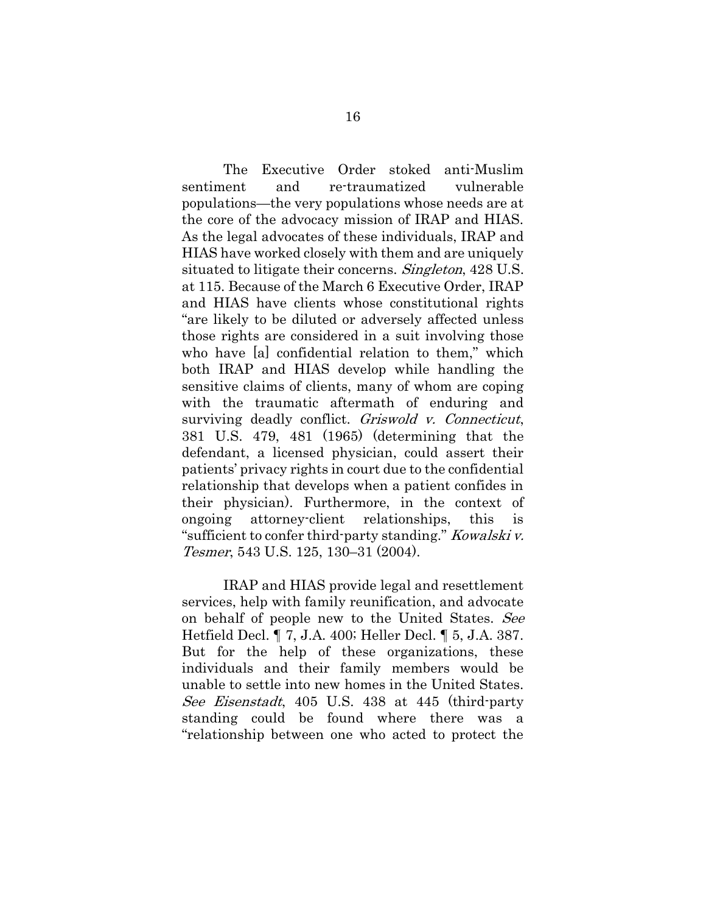The Executive Order stoked anti-Muslim sentiment and re-traumatized vulnerable populations—the very populations whose needs are at the core of the advocacy mission of IRAP and HIAS. As the legal advocates of these individuals, IRAP and HIAS have worked closely with them and are uniquely situated to litigate their concerns. *Singleton*, 428 U.S. at 115. Because of the March 6 Executive Order, IRAP and HIAS have clients whose constitutional rights "are likely to be diluted or adversely affected unless those rights are considered in a suit involving those who have [a] confidential relation to them," which both IRAP and HIAS develop while handling the sensitive claims of clients, many of whom are coping with the traumatic aftermath of enduring and surviving deadly conflict. *Griswold v. Connecticut*, 381 U.S. 479, 481 (1965) (determining that the defendant, a licensed physician, could assert their patients' privacy rights in court due to the confidential relationship that develops when a patient confides in their physician). Furthermore, in the context of ongoing attorney-client relationships, this is "sufficient to confer third-party standing." *Kowalski v. Tesmer*, 543 U.S. 125, 130–31 (2004).

IRAP and HIAS provide legal and resettlement services, help with family reunification, and advocate on behalf of people new to the United States. *See* Hetfield Decl. ¶ 7, J.A. 400; Heller Decl. ¶ 5, J.A. 387. But for the help of these organizations, these individuals and their family members would be unable to settle into new homes in the United States. *See Eisenstadt*, 405 U.S. 438 at 445 (third-party standing could be found where there was a "relationship between one who acted to protect the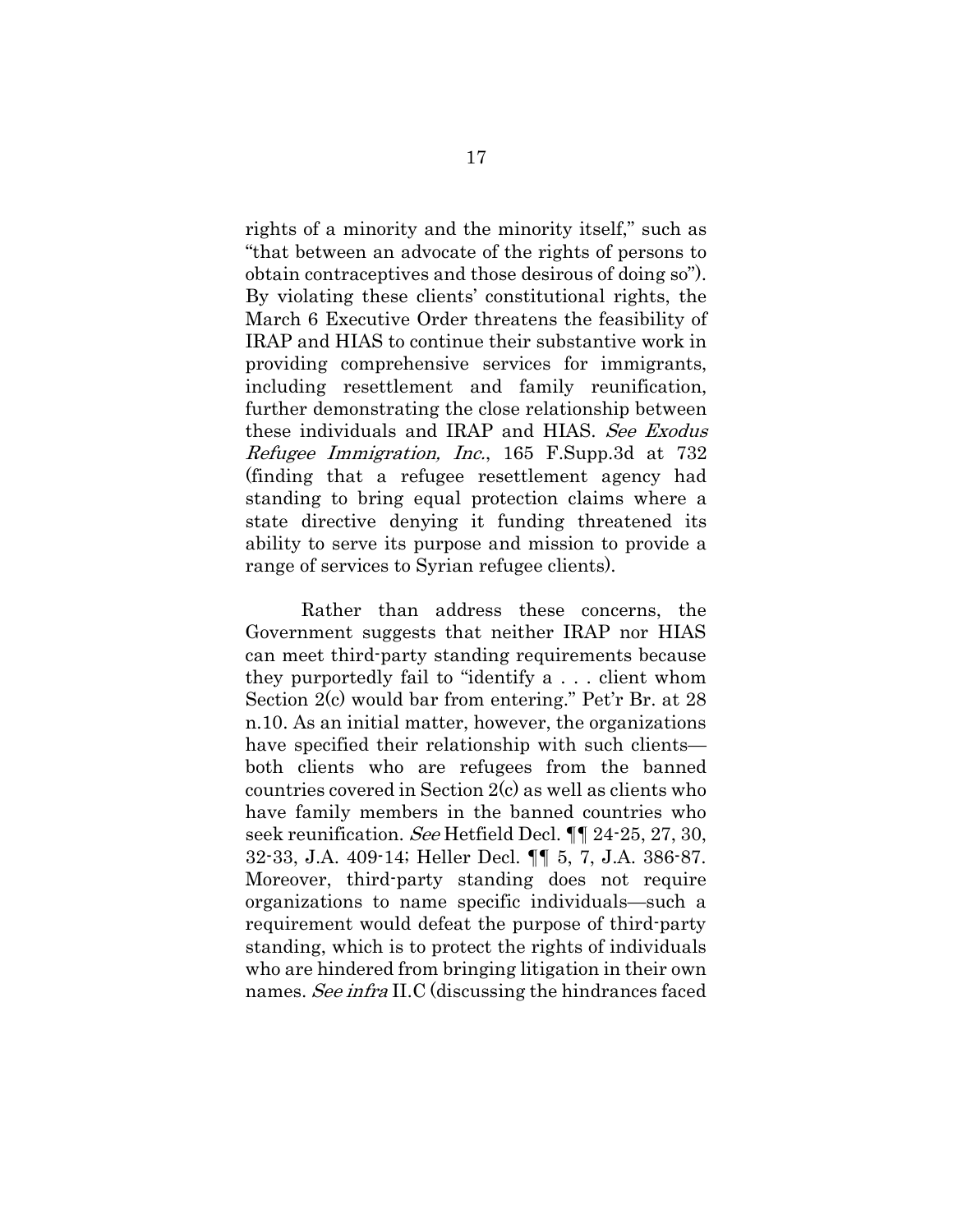rights of a minority and the minority itself," such as "that between an advocate of the rights of persons to obtain contraceptives and those desirous of doing so"). By violating these clients' constitutional rights, the March 6 Executive Order threatens the feasibility of IRAP and HIAS to continue their substantive work in providing comprehensive services for immigrants, including resettlement and family reunification, further demonstrating the close relationship between these individuals and IRAP and HIAS. *See Exodus Refugee Immigration, Inc.*, 165 F.Supp.3d at 732 (finding that a refugee resettlement agency had standing to bring equal protection claims where a state directive denying it funding threatened its ability to serve its purpose and mission to provide a range of services to Syrian refugee clients).

Rather than address these concerns, the Government suggests that neither IRAP nor HIAS can meet third-party standing requirements because they purportedly fail to "identify a . . . client whom Section 2(c) would bar from entering." Pet'r Br. at 28 n.10. As an initial matter, however, the organizations have specified their relationship with such clients—both clients who are refugees from the banned countries covered in Section 2(c) as well as clients who have family members in the banned countries who seek reunification. *See* Hetfield Decl. ¶¶ 24-25, 27, 30, 32-33, J.A. 409-14; Heller Decl. ¶¶ 5, 7, J.A. 386-87. Moreover, third-party standing does not require organizations to name specific individuals—such a requirement would defeat the purpose of third-party standing, which is to protect the rights of individuals who are hindered from bringing litigation in their own names. *See infra* II.C (discussing the hindrances faced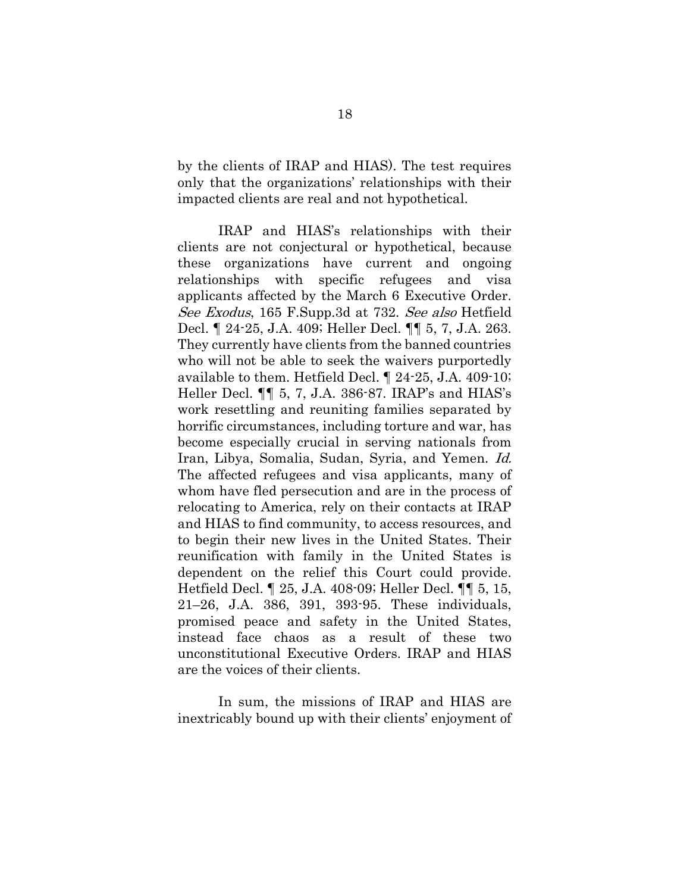by the clients of IRAP and HIAS). The test requires only that the organizations' relationships with their impacted clients are real and not hypothetical.

IRAP and HIAS's relationships with their clients are not conjectural or hypothetical, because these organizations have current and ongoing relationships with specific refugees and visa applicants affected by the March 6 Executive Order. *See Exodus*, 165 F.Supp.3d at 732. *See also* Hetfield Decl. ¶ 24-25, J.A. 409; Heller Decl. ¶¶ 5, 7, J.A. 263. They currently have clients from the banned countries who will not be able to seek the waivers purportedly available to them. Hetfield Decl. ¶ 24-25, J.A. 409-10; Heller Decl. ¶¶ 5, 7, J.A. 386-87. IRAP's and HIAS's work resettling and reuniting families separated by horrific circumstances, including torture and war, has become especially crucial in serving nationals from Iran, Libya, Somalia, Sudan, Syria, and Yemen. *Id.* The affected refugees and visa applicants, many of whom have fled persecution and are in the process of relocating to America, rely on their contacts at IRAP and HIAS to find community, to access resources, and to begin their new lives in the United States. Their reunification with family in the United States is dependent on the relief this Court could provide. Hetfield Decl. ¶ 25, J.A. 408-09; Heller Decl. ¶¶ 5, 15, 21–26, J.A. 386, 391, 393-95. These individuals, promised peace and safety in the United States, instead face chaos as a result of these two unconstitutional Executive Orders. IRAP and HIAS are the voices of their clients.

In sum, the missions of IRAP and HIAS are inextricably bound up with their clients' enjoyment of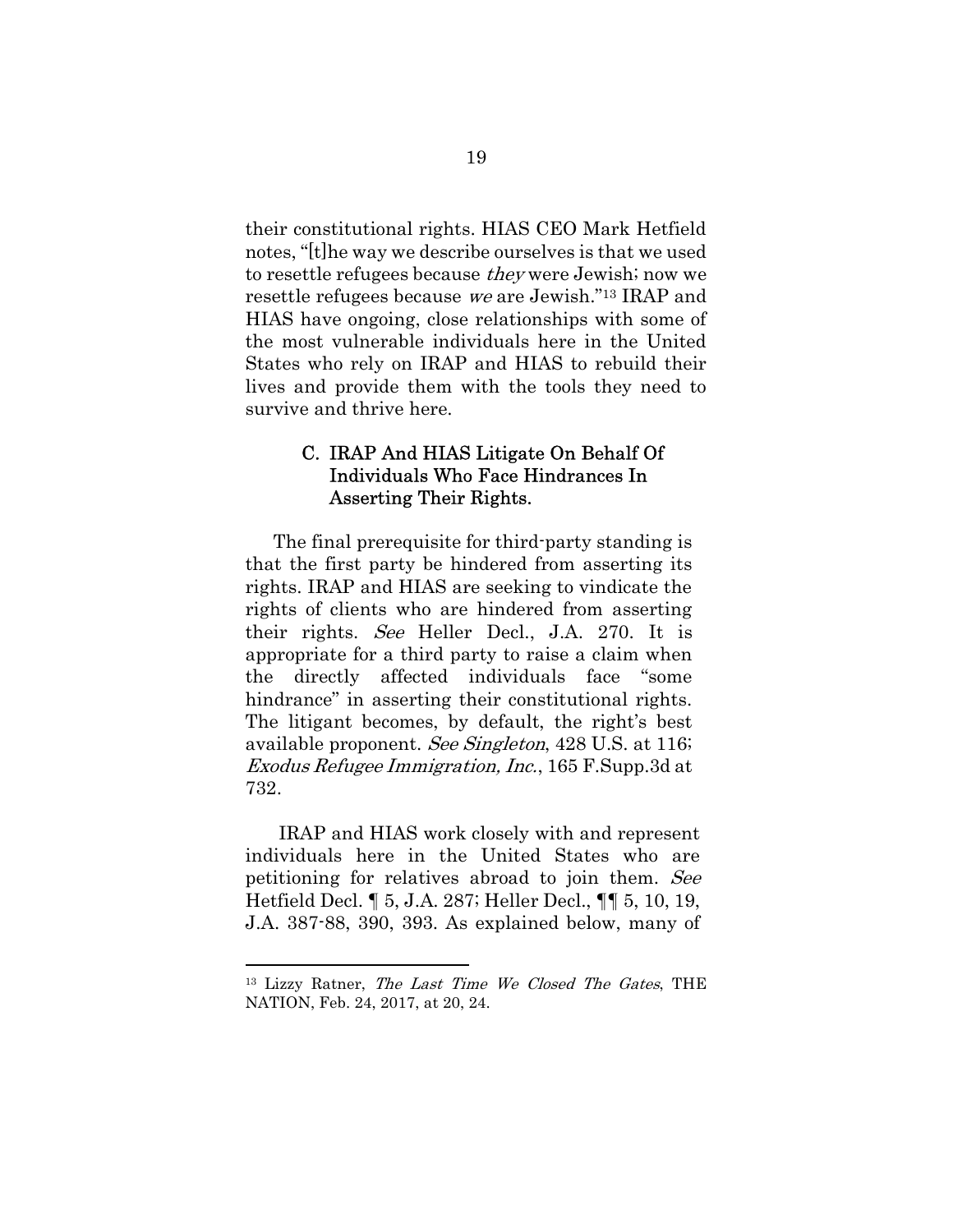their constitutional rights. HIAS CEO Mark Hetfield notes, "[t]he way we describe ourselves is that we used to resettle refugees because *they* were Jewish; now we resettle refugees because *we* are Jewish."[13] IRAP and HIAS have ongoing, close relationships with some of the most vulnerable individuals here in the United States who rely on IRAP and HIAS to rebuild their lives and provide them with the tools they need to survive and thrive here.

### C. IRAP And HIAS Litigate On Behalf Of Individuals Who Face Hindrances In Asserting Their Rights.

The final prerequisite for third-party standing is that the first party be hindered from asserting its rights. IRAP and HIAS are seeking to vindicate the rights of clients who are hindered from asserting their rights. *See* Heller Decl., J.A. 270. It is appropriate for a third party to raise a claim when the directly affected individuals face "some hindrance" in asserting their constitutional rights. The litigant becomes, by default, the right's best available proponent. *See Singleton*, 428 U.S. at 116; *Exodus Refugee Immigration, Inc.*, 165 F.Supp.3d at 732.

IRAP and HIAS work closely with and represent individuals here in the United States who are petitioning for relatives abroad to join them. *See* Hetfield Decl. ¶ 5, J.A. 287; Heller Decl., ¶¶ 5, 10, 19, J.A. 387-88, 390, 393. As explained below, many of

---

[13] Lizzy Ratner, *The Last Time We Closed The Gates*, THE NATION, Feb. 24, 2017, at 20, 24.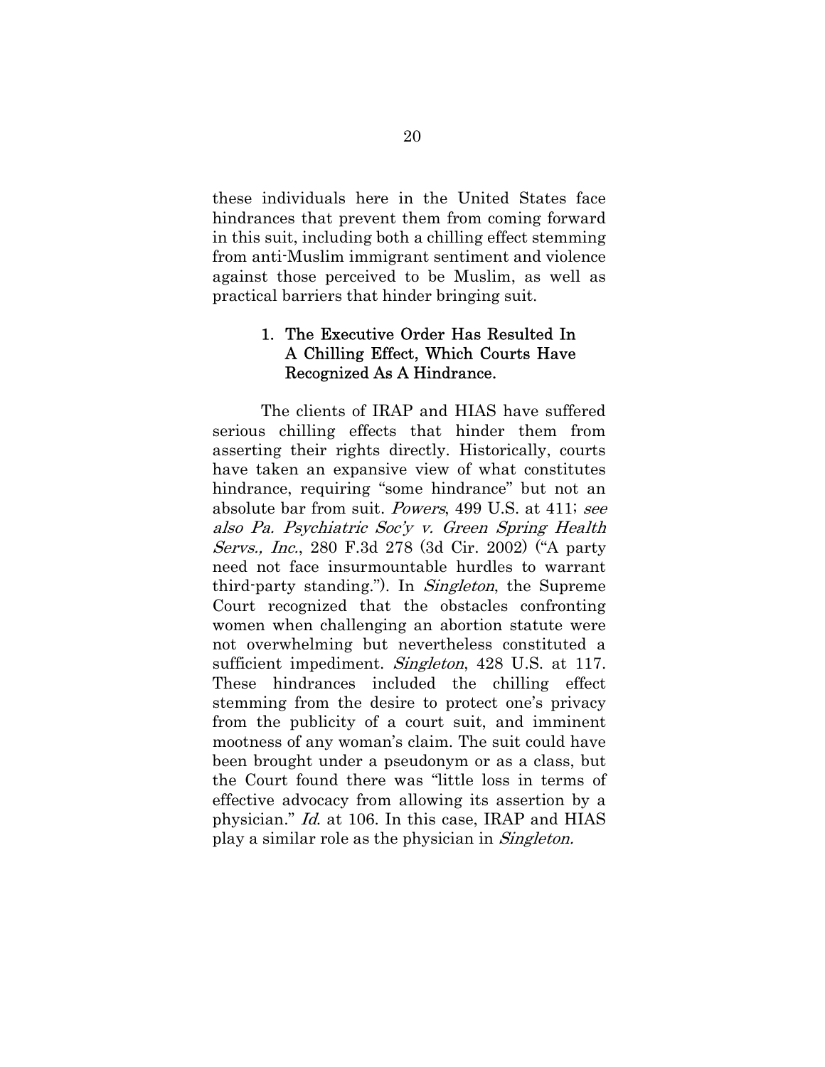these individuals here in the United States face hindrances that prevent them from coming forward in this suit, including both a chilling effect stemming from anti-Muslim immigrant sentiment and violence against those perceived to be Muslim, as well as practical barriers that hinder bringing suit.

### 1. The Executive Order Has Resulted In A Chilling Effect, Which Courts Have Recognized As A Hindrance.

The clients of IRAP and HIAS have suffered serious chilling effects that hinder them from asserting their rights directly. Historically, courts have taken an expansive view of what constitutes hindrance, requiring "some hindrance" but not an absolute bar from suit. *Powers*, 499 U.S. at 411; *see also Pa. Psychiatric Soc'y v. Green Spring Health Servs., Inc.*, 280 F.3d 278 (3d Cir. 2002) ("A party need not face insurmountable hurdles to warrant third-party standing."). In *Singleton*, the Supreme Court recognized that the obstacles confronting women when challenging an abortion statute were not overwhelming but nevertheless constituted a sufficient impediment. *Singleton*, 428 U.S. at 117. These hindrances included the chilling effect stemming from the desire to protect one's privacy from the publicity of a court suit, and imminent mootness of any woman's claim. The suit could have been brought under a pseudonym or as a class, but the Court found there was "little loss in terms of effective advocacy from allowing its assertion by a physician." *Id.* at 106. In this case, IRAP and HIAS play a similar role as the physician in *Singleton.*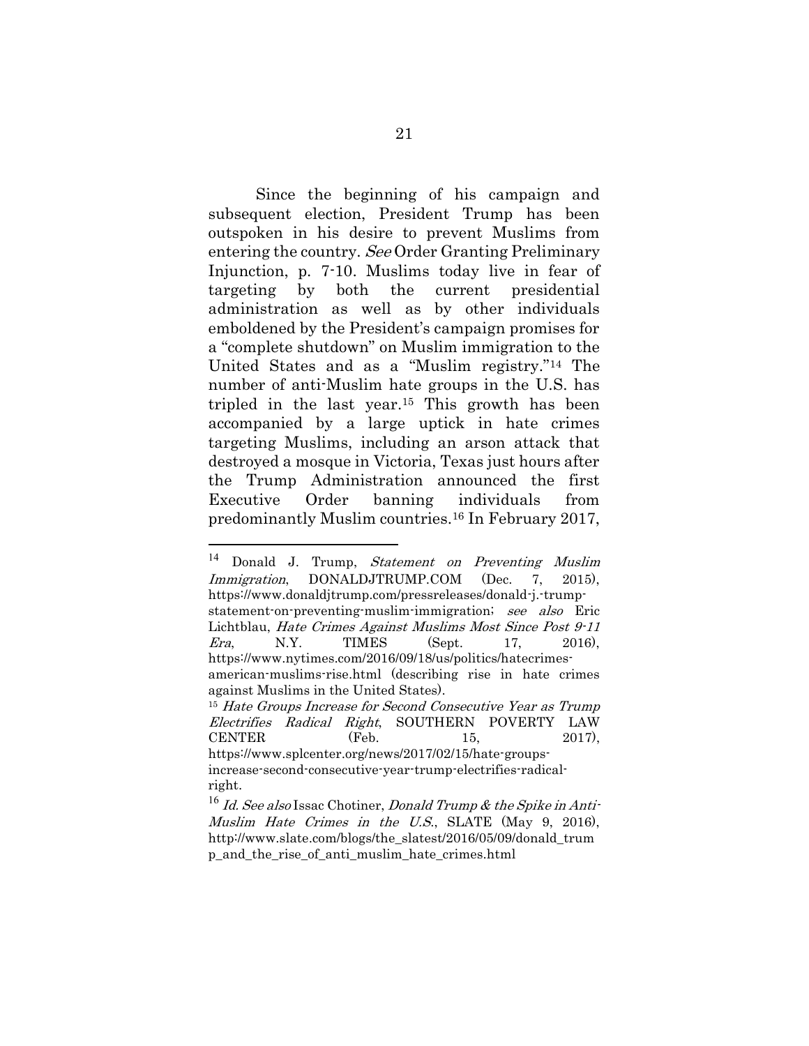Since the beginning of his campaign and subsequent election, President Trump has been outspoken in his desire to prevent Muslims from entering the country. *See* Order Granting Preliminary Injunction, p. 7-10. Muslims today live in fear of targeting by both the current presidential administration as well as by other individuals emboldened by the President's campaign promises for a "complete shutdown" on Muslim immigration to the United States and as a "Muslim registry."[14] The number of anti-Muslim hate groups in the U.S. has tripled in the last year.[15] This growth has been accompanied by a large uptick in hate crimes targeting Muslims, including an arson attack that destroyed a mosque in Victoria, Texas just hours after the Trump Administration announced the first Executive Order banning individuals from predominantly Muslim countries.[16] In February 2017,

---

[14] Donald J. Trump, *Statement on Preventing Muslim Immigration*, DONALDJTRUMP.COM (Dec. 7, 2015), https://www.donaldjtrump.com/pressreleases/donald-j.-trump-statement-on-preventing-muslim-immigration; *see also* Eric Lichtblau, *Hate Crimes Against Muslims Most Since Post 9-11 Era*, N.Y. TIMES (Sept. 17, 2016), https://www.nytimes.com/2016/09/18/us/politics/hatecrimes-american-muslims-rise.html (describing rise in hate crimes against Muslims in the United States).

[15] *Hate Groups Increase for Second Consecutive Year as Trump Electrifies Radical Right*, SOUTHERN POVERTY LAW CENTER (Feb. 15, 2017), https://www.splcenter.org/news/2017/02/15/hate-groups-increase-second-consecutive-year-trump-electrifies-radical-right.

[16] *Id. See also* Issac Chotiner, *Donald Trump & the Spike in Anti-Muslim Hate Crimes in the U.S.*, SLATE (May 9, 2016), http://www.slate.com/blogs/the_slatest/2016/05/09/donald_trump_and_the_rise_of_anti_muslim_hate_crimes.html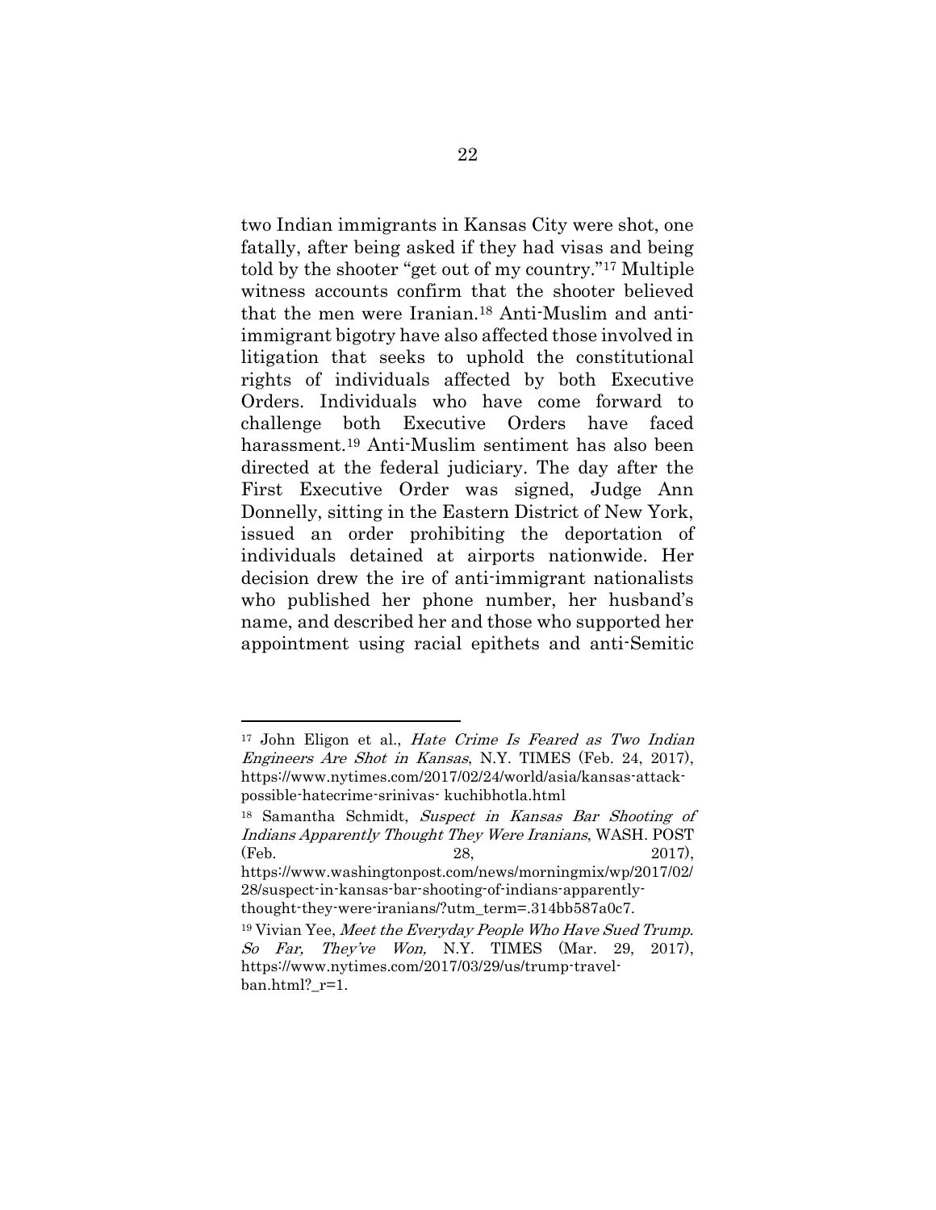two Indian immigrants in Kansas City were shot, one fatally, after being asked if they had visas and being told by the shooter "get out of my country."[17] Multiple witness accounts confirm that the shooter believed that the men were Iranian.[18] Anti-Muslim and anti-immigrant bigotry have also affected those involved in litigation that seeks to uphold the constitutional rights of individuals affected by both Executive Orders. Individuals who have come forward to challenge both Executive Orders have faced harassment.[19] Anti-Muslim sentiment has also been directed at the federal judiciary. The day after the First Executive Order was signed, Judge Ann Donnelly, sitting in the Eastern District of New York, issued an order prohibiting the deportation of individuals detained at airports nationwide. Her decision drew the ire of anti-immigrant nationalists who published her phone number, her husband's name, and described her and those who supported her appointment using racial epithets and anti-Semitic

---

[17] John Eligon et al., *Hate Crime Is Feared as Two Indian Engineers Are Shot in Kansas*, N.Y. TIMES (Feb. 24, 2017), https://www.nytimes.com/2017/02/24/world/asia/kansas-attack-possible-hatecrime-srinivas- kuchibhotla.html

[18] Samantha Schmidt, *Suspect in Kansas Bar Shooting of Indians Apparently Thought They Were Iranians*, WASH. POST (Feb. 28, 2017), https://www.washingtonpost.com/news/morningmix/wp/2017/02/28/suspect-in-kansas-bar-shooting-of-indians-apparently-thought-they-were-iranians/?utm_term=.314bb587a0c7.

[19] Vivian Yee, *Meet the Everyday People Who Have Sued Trump. So Far, They've Won,* N.Y. TIMES (Mar. 29, 2017), https://www.nytimes.com/2017/03/29/us/trump-travel-ban.html?_r=1.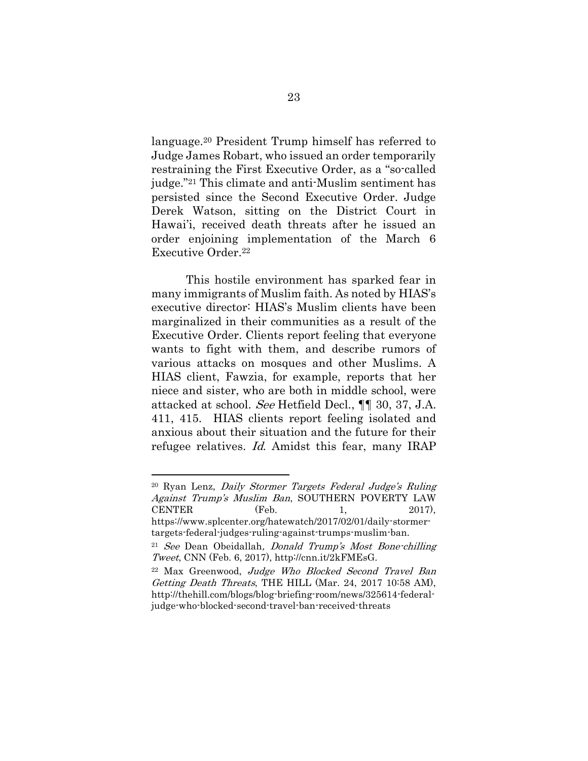language.[20] President Trump himself has referred to Judge James Robart, who issued an order temporarily restraining the First Executive Order, as a "so-called judge."[21] This climate and anti-Muslim sentiment has persisted since the Second Executive Order. Judge Derek Watson, sitting on the District Court in Hawai'i, received death threats after he issued an order enjoining implementation of the March 6 Executive Order.[22]

This hostile environment has sparked fear in many immigrants of Muslim faith. As noted by HIAS's executive director: HIAS's Muslim clients have been marginalized in their communities as a result of the Executive Order. Clients report feeling that everyone wants to fight with them, and describe rumors of various attacks on mosques and other Muslims. A HIAS client, Fawzia, for example, reports that her niece and sister, who are both in middle school, were attacked at school. *See* Hetfield Decl., ¶¶ 30, 37, J.A. 411, 415. HIAS clients report feeling isolated and anxious about their situation and the future for their refugee relatives. *Id.* Amidst this fear, many IRAP

---

[20] Ryan Lenz, *Daily Stormer Targets Federal Judge's Ruling Against Trump's Muslim Ban*, SOUTHERN POVERTY LAW CENTER (Feb. 1, 2017), https://www.splcenter.org/hatewatch/2017/02/01/daily-stormer-targets-federal-judges-ruling-against-trumps-muslim-ban.

[21] *See* Dean Obeidallah, *Donald Trump's Most Bone-chilling Tweet*, CNN (Feb. 6, 2017), http://cnn.it/2kFMEsG.

[22] Max Greenwood, *Judge Who Blocked Second Travel Ban Getting Death Threats*, THE HILL (Mar. 24, 2017 10:58 AM), http://thehill.com/blogs/blog-briefing-room/news/325614-federal-judge-who-blocked-second-travel-ban-received-threats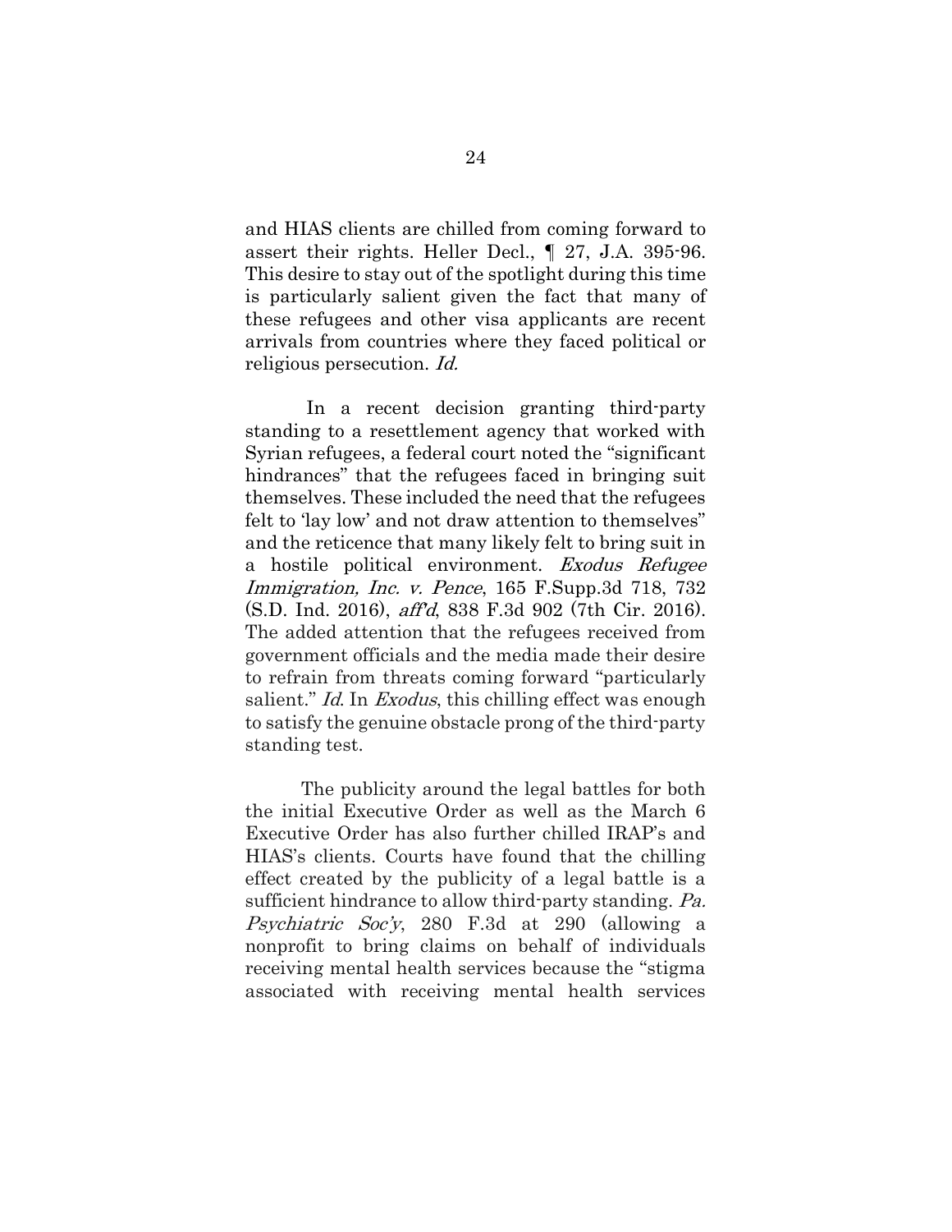and HIAS clients are chilled from coming forward to assert their rights. Heller Decl., ¶ 27, J.A. 395-96. This desire to stay out of the spotlight during this time is particularly salient given the fact that many of these refugees and other visa applicants are recent arrivals from countries where they faced political or religious persecution. *Id.*

In a recent decision granting third-party standing to a resettlement agency that worked with Syrian refugees, a federal court noted the "significant hindrances" that the refugees faced in bringing suit themselves. These included the need that the refugees felt to 'lay low' and not draw attention to themselves" and the reticence that many likely felt to bring suit in a hostile political environment. *Exodus Refugee Immigration, Inc. v. Pence*, 165 F.Supp.3d 718, 732 (S.D. Ind. 2016), *aff'd*, 838 F.3d 902 (7th Cir. 2016). The added attention that the refugees received from government officials and the media made their desire to refrain from threats coming forward "particularly salient." *Id.* In *Exodus*, this chilling effect was enough to satisfy the genuine obstacle prong of the third-party standing test.

The publicity around the legal battles for both the initial Executive Order as well as the March 6 Executive Order has also further chilled IRAP's and HIAS's clients. Courts have found that the chilling effect created by the publicity of a legal battle is a sufficient hindrance to allow third-party standing. *Pa. Psychiatric Soc'y*, 280 F.3d at 290 (allowing a nonprofit to bring claims on behalf of individuals receiving mental health services because the "stigma associated with receiving mental health services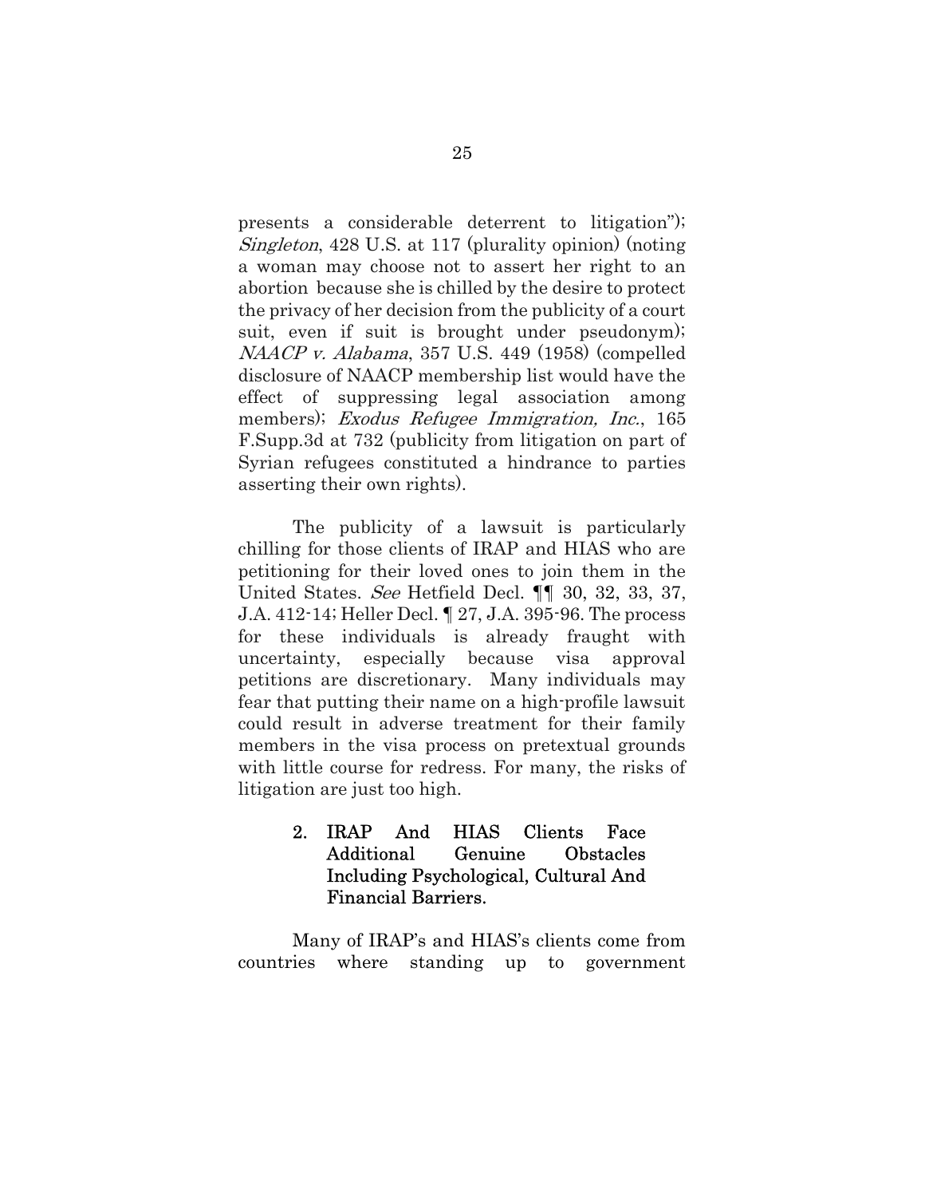presents a considerable deterrent to litigation"); *Singleton*, 428 U.S. at 117 (plurality opinion) (noting a woman may choose not to assert her right to an abortion because she is chilled by the desire to protect the privacy of her decision from the publicity of a court suit, even if suit is brought under pseudonym); *NAACP v. Alabama*, 357 U.S. 449 (1958) (compelled disclosure of NAACP membership list would have the effect of suppressing legal association among members); *Exodus Refugee Immigration, Inc.*, 165 F.Supp.3d at 732 (publicity from litigation on part of Syrian refugees constituted a hindrance to parties asserting their own rights).

The publicity of a lawsuit is particularly chilling for those clients of IRAP and HIAS who are petitioning for their loved ones to join them in the United States. *See* Hetfield Decl. ¶¶ 30, 32, 33, 37, J.A. 412-14; Heller Decl. ¶ 27, J.A. 395-96. The process for these individuals is already fraught with uncertainty, especially because visa approval petitions are discretionary. Many individuals may fear that putting their name on a high-profile lawsuit could result in adverse treatment for their family members in the visa process on pretextual grounds with little course for redress. For many, the risks of litigation are just too high.

### 2. IRAP And HIAS Clients Face Additional Genuine Obstacles Including Psychological, Cultural And Financial Barriers.

Many of IRAP's and HIAS's clients come from countries where standing up to government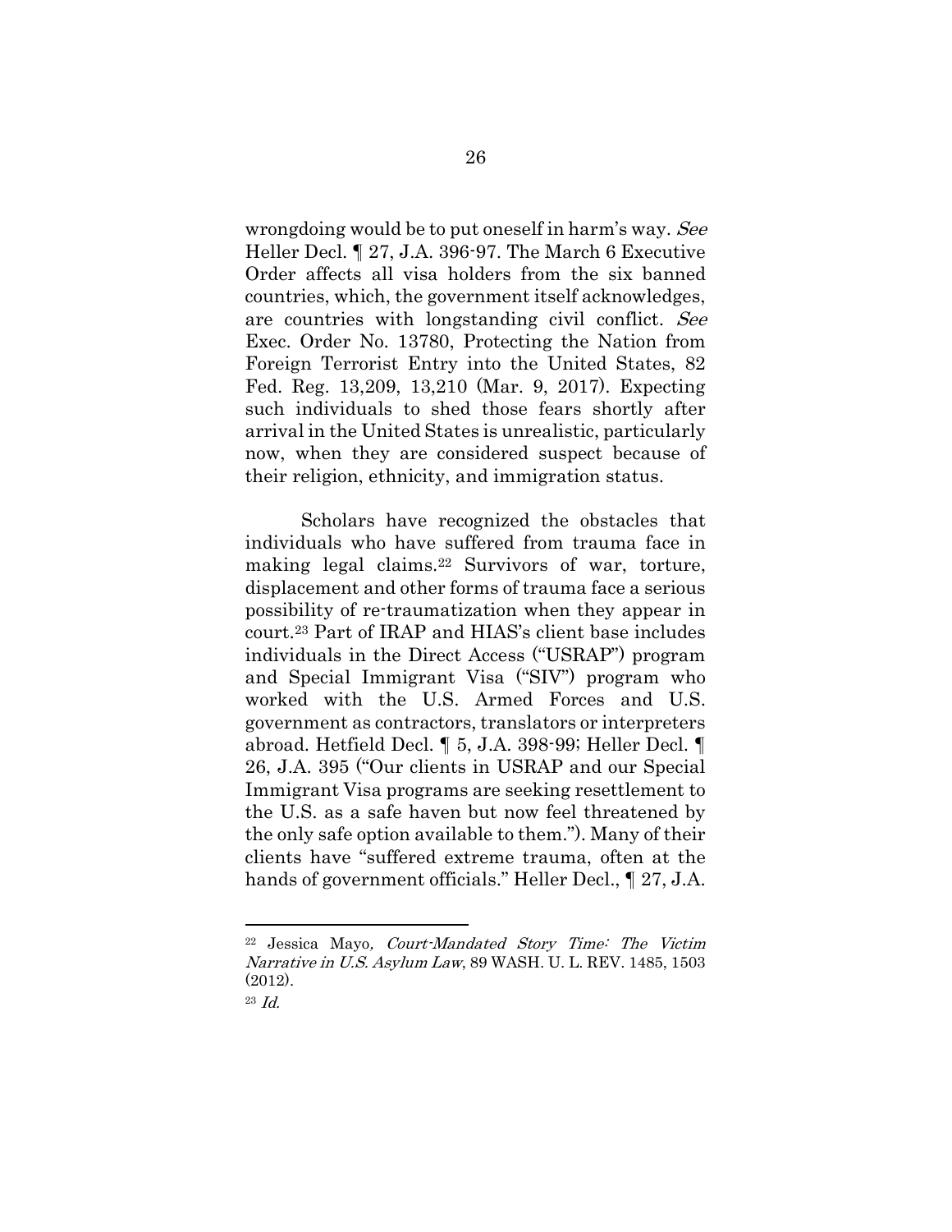wrongdoing would be to put oneself in harm's way. *See* Heller Decl. ¶ 27, J.A. 396-97. The March 6 Executive Order affects all visa holders from the six banned countries, which, the government itself acknowledges, are countries with longstanding civil conflict. *See* Exec. Order No. 13780, Protecting the Nation from Foreign Terrorist Entry into the United States, 82 Fed. Reg. 13,209, 13,210 (Mar. 9, 2017). Expecting such individuals to shed those fears shortly after arrival in the United States is unrealistic, particularly now, when they are considered suspect because of their religion, ethnicity, and immigration status.

Scholars have recognized the obstacles that individuals who have suffered from trauma face in making legal claims.[22] Survivors of war, torture, displacement and other forms of trauma face a serious possibility of re-traumatization when they appear in court.[23] Part of IRAP and HIAS's client base includes individuals in the Direct Access ("USRAP") program and Special Immigrant Visa ("SIV") program who worked with the U.S. Armed Forces and U.S. government as contractors, translators or interpreters abroad. Hetfield Decl. ¶ 5, J.A. 398-99; Heller Decl. ¶ 26, J.A. 395 ("Our clients in USRAP and our Special Immigrant Visa programs are seeking resettlement to the U.S. as a safe haven but now feel threatened by the only safe option available to them."). Many of their clients have "suffered extreme trauma, often at the hands of government officials." Heller Decl., ¶ 27, J.A.

---

[22] Jessica Mayo*, Court-Mandated Story Time: The Victim Narrative in U.S. Asylum Law*, 89 WASH. U. L. REV. 1485, 1503 (2012).

[23] *Id.*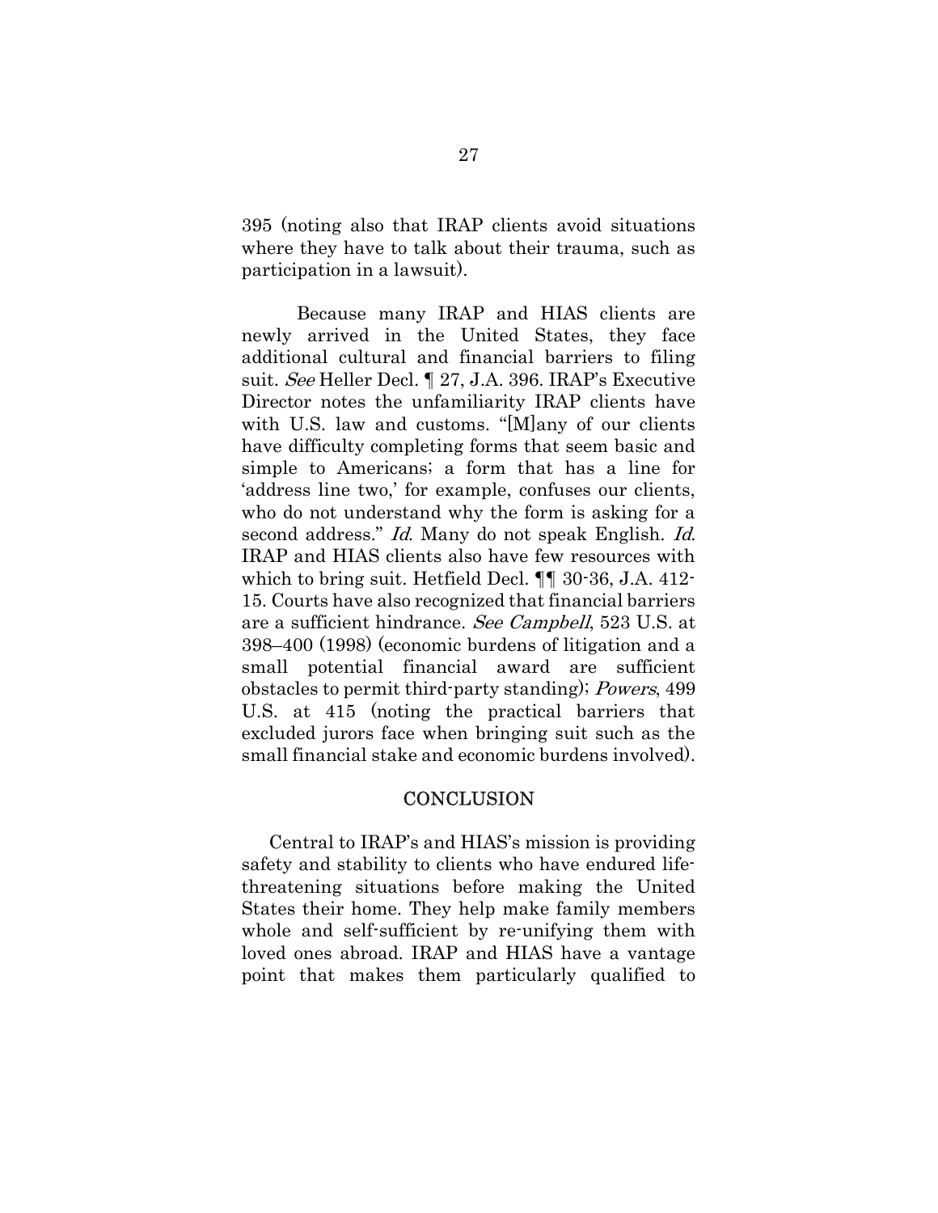395 (noting also that IRAP clients avoid situations where they have to talk about their trauma, such as participation in a lawsuit).

Because many IRAP and HIAS clients are newly arrived in the United States, they face additional cultural and financial barriers to filing suit. *See* Heller Decl. ¶ 27, J.A. 396. IRAP's Executive Director notes the unfamiliarity IRAP clients have with U.S. law and customs. "[M]any of our clients have difficulty completing forms that seem basic and simple to Americans; a form that has a line for 'address line two,' for example, confuses our clients, who do not understand why the form is asking for a second address." *Id.* Many do not speak English. *Id.* IRAP and HIAS clients also have few resources with which to bring suit. Hetfield Decl. ¶¶ 30-36, J.A. 412-15. Courts have also recognized that financial barriers are a sufficient hindrance. *See Campbell*, 523 U.S. at 398–400 (1998) (economic burdens of litigation and a small potential financial award are sufficient obstacles to permit third-party standing); *Powers*, 499 U.S. at 415 (noting the practical barriers that excluded jurors face when bringing suit such as the small financial stake and economic burdens involved).

## CONCLUSION

Central to IRAP's and HIAS's mission is providing safety and stability to clients who have endured life-threatening situations before making the United States their home. They help make family members whole and self-sufficient by re-unifying them with loved ones abroad. IRAP and HIAS have a vantage point that makes them particularly qualified to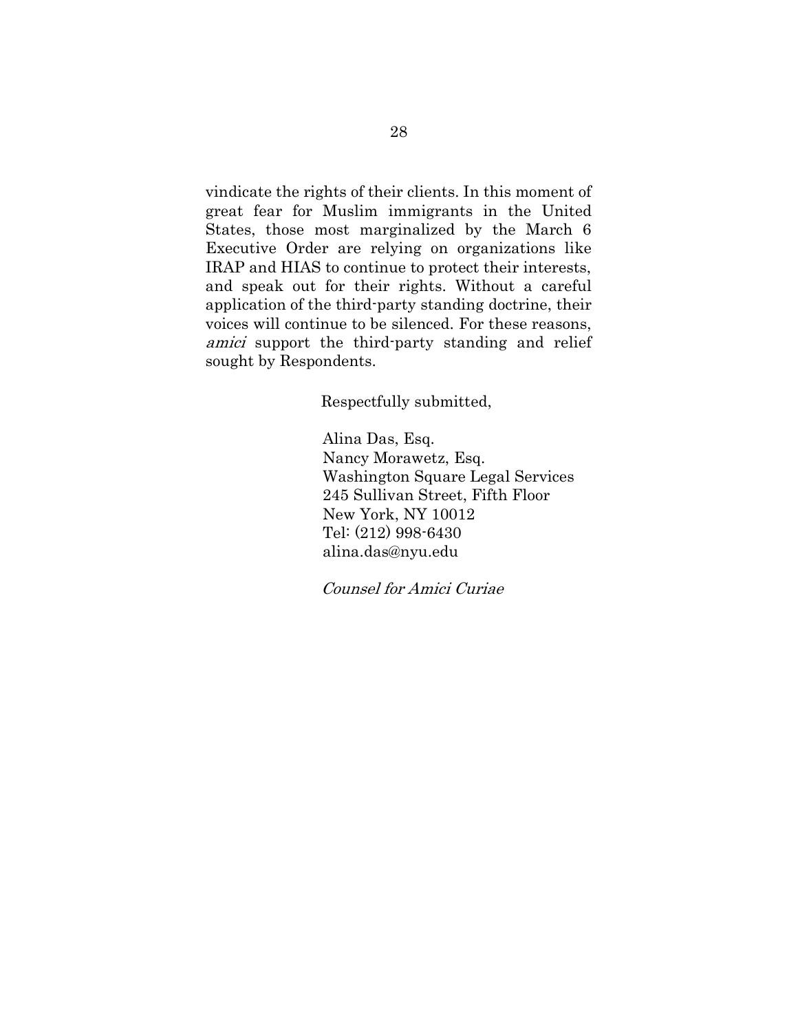vindicate the rights of their clients. In this moment of great fear for Muslim immigrants in the United States, those most marginalized by the March 6 Executive Order are relying on organizations like IRAP and HIAS to continue to protect their interests, and speak out for their rights. Without a careful application of the third-party standing doctrine, their voices will continue to be silenced. For these reasons, *amici* support the third-party standing and relief sought by Respondents.

Respectfully submitted,

Alina Das, Esq.
Nancy Morawetz, Esq.
Washington Square Legal Services
245 Sullivan Street, Fifth Floor
New York, NY 10012
Tel: (212) 998-6430
alina.das@nyu.edu

*Counsel for Amici Curiae*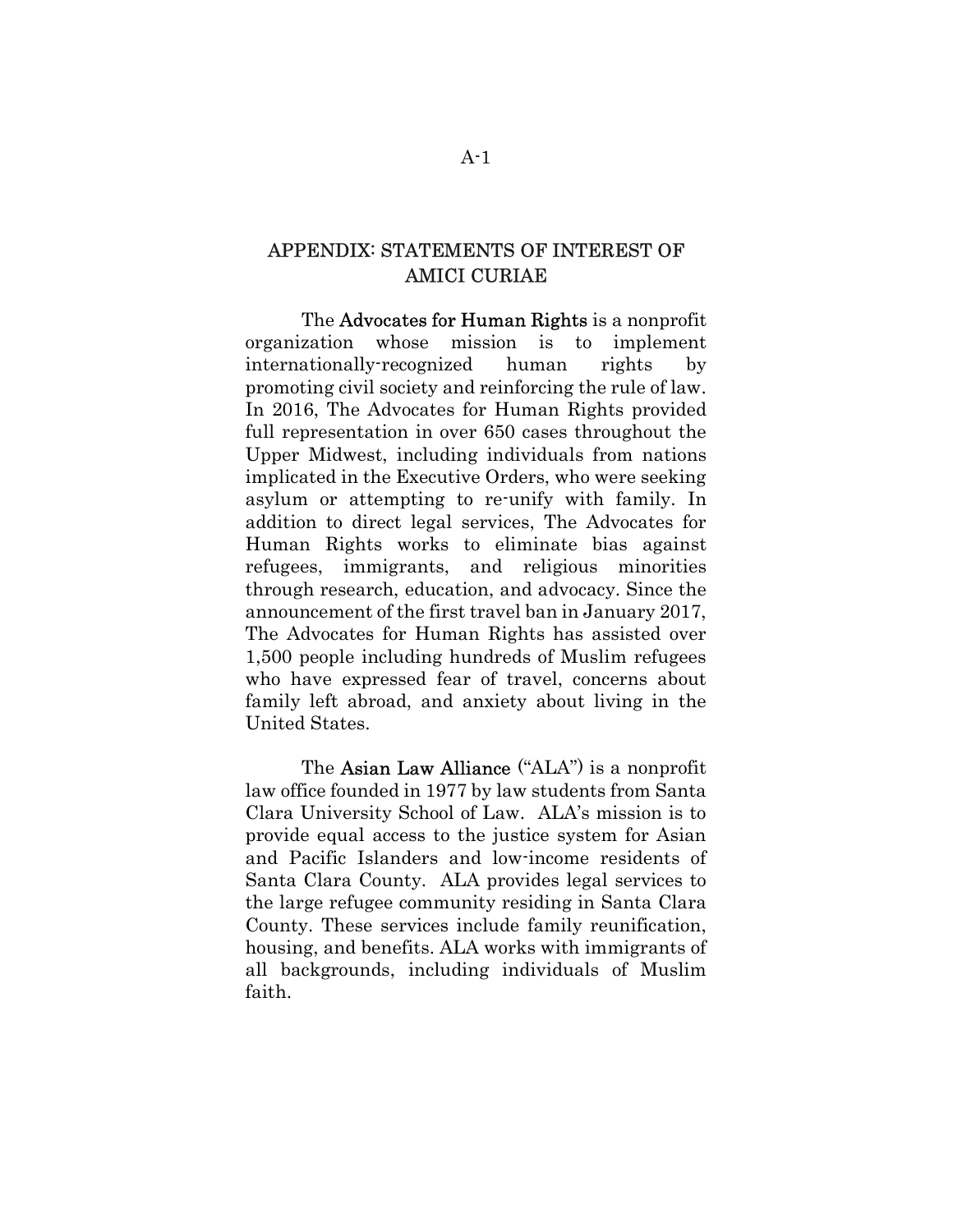# APPENDIX: STATEMENTS OF INTEREST OF AMICI CURIAE

The **Advocates for Human Rights** is a nonprofit organization whose mission is to implement internationally-recognized human rights by promoting civil society and reinforcing the rule of law. In 2016, The Advocates for Human Rights provided full representation in over 650 cases throughout the Upper Midwest, including individuals from nations implicated in the Executive Orders, who were seeking asylum or attempting to re-unify with family. In addition to direct legal services, The Advocates for Human Rights works to eliminate bias against refugees, immigrants, and religious minorities through research, education, and advocacy. Since the announcement of the first travel ban in January 2017, The Advocates for Human Rights has assisted over 1,500 people including hundreds of Muslim refugees who have expressed fear of travel, concerns about family left abroad, and anxiety about living in the United States.

The **Asian Law Alliance** ("ALA") is a nonprofit law office founded in 1977 by law students from Santa Clara University School of Law. ALA's mission is to provide equal access to the justice system for Asian and Pacific Islanders and low-income residents of Santa Clara County. ALA provides legal services to the large refugee community residing in Santa Clara County. These services include family reunification, housing, and benefits. ALA works with immigrants of all backgrounds, including individuals of Muslim faith.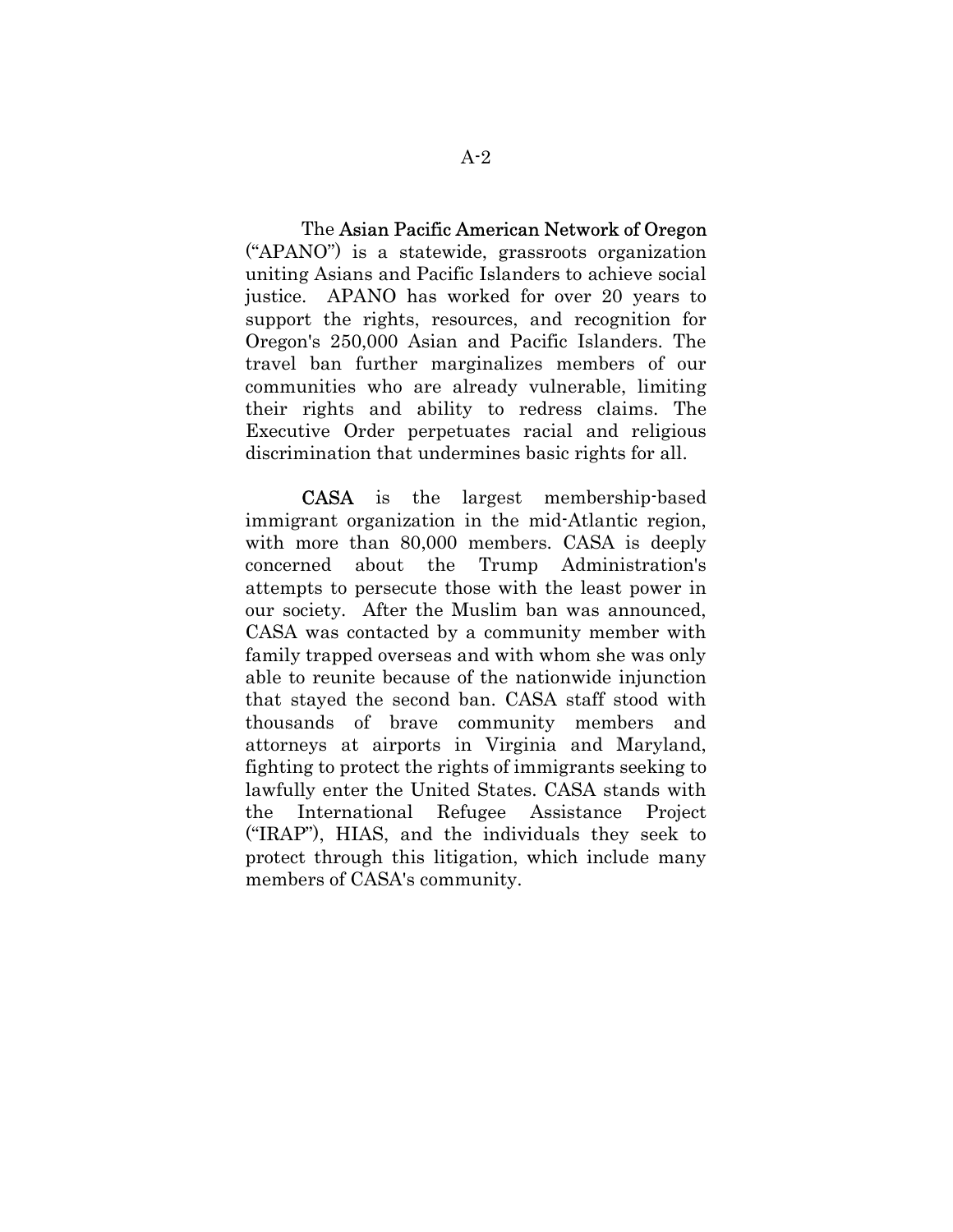The **Asian Pacific American Network of Oregon** ("APANO") is a statewide, grassroots organization uniting Asians and Pacific Islanders to achieve social justice. APANO has worked for over 20 years to support the rights, resources, and recognition for Oregon's 250,000 Asian and Pacific Islanders. The travel ban further marginalizes members of our communities who are already vulnerable, limiting their rights and ability to redress claims. The Executive Order perpetuates racial and religious discrimination that undermines basic rights for all.

**CASA** is the largest membership-based immigrant organization in the mid-Atlantic region, with more than 80,000 members. CASA is deeply concerned about the Trump Administration's attempts to persecute those with the least power in our society. After the Muslim ban was announced, CASA was contacted by a community member with family trapped overseas and with whom she was only able to reunite because of the nationwide injunction that stayed the second ban. CASA staff stood with thousands of brave community members and attorneys at airports in Virginia and Maryland, fighting to protect the rights of immigrants seeking to lawfully enter the United States. CASA stands with the International Refugee Assistance Project ("IRAP"), HIAS, and the individuals they seek to protect through this litigation, which include many members of CASA's community.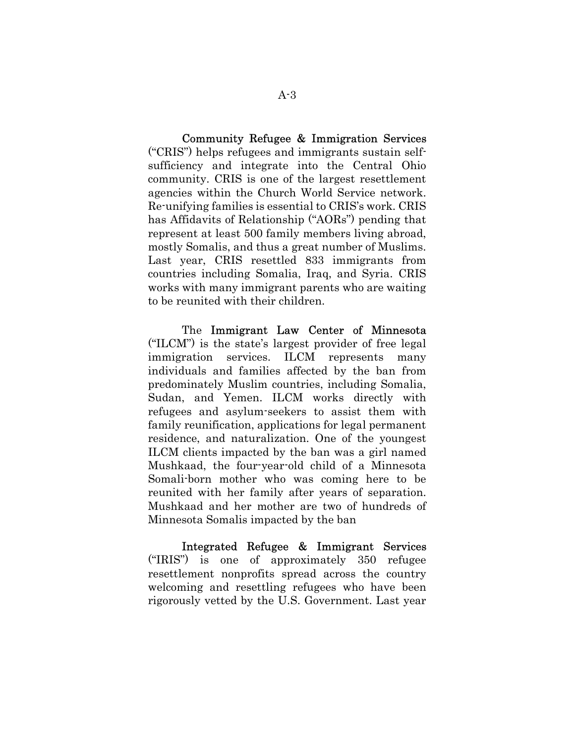**Community Refugee & Immigration Services** ("CRIS") helps refugees and immigrants sustain self-sufficiency and integrate into the Central Ohio community. CRIS is one of the largest resettlement agencies within the Church World Service network. Re-unifying families is essential to CRIS's work. CRIS has Affidavits of Relationship ("AORs") pending that represent at least 500 family members living abroad, mostly Somalis, and thus a great number of Muslims. Last year, CRIS resettled 833 immigrants from countries including Somalia, Iraq, and Syria. CRIS works with many immigrant parents who are waiting to be reunited with their children.

The **Immigrant Law Center of Minnesota** ("ILCM") is the state's largest provider of free legal immigration services. ILCM represents many individuals and families affected by the ban from predominately Muslim countries, including Somalia, Sudan, and Yemen. ILCM works directly with refugees and asylum-seekers to assist them with family reunification, applications for legal permanent residence, and naturalization. One of the youngest ILCM clients impacted by the ban was a girl named Mushkaad, the four-year-old child of a Minnesota Somali-born mother who was coming here to be reunited with her family after years of separation. Mushkaad and her mother are two of hundreds of Minnesota Somalis impacted by the ban

**Integrated Refugee & Immigrant Services** ("IRIS") is one of approximately 350 refugee resettlement nonprofits spread across the country welcoming and resettling refugees who have been rigorously vetted by the U.S. Government. Last year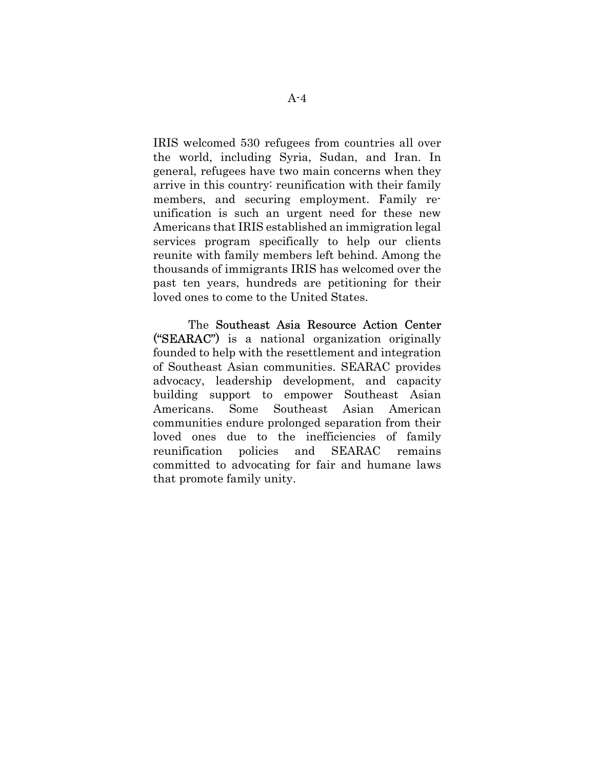IRIS welcomed 530 refugees from countries all over the world, including Syria, Sudan, and Iran. In general, refugees have two main concerns when they arrive in this country: reunification with their family members, and securing employment. Family re-unification is such an urgent need for these new Americans that IRIS established an immigration legal services program specifically to help our clients reunite with family members left behind. Among the thousands of immigrants IRIS has welcomed over the past ten years, hundreds are petitioning for their loved ones to come to the United States.

The **Southeast Asia Resource Action Center ("SEARAC")** is a national organization originally founded to help with the resettlement and integration of Southeast Asian communities. SEARAC provides advocacy, leadership development, and capacity building support to empower Southeast Asian Americans. Some Southeast Asian American communities endure prolonged separation from their loved ones due to the inefficiencies of family reunification policies and SEARAC remains committed to advocating for fair and humane laws that promote family unity.